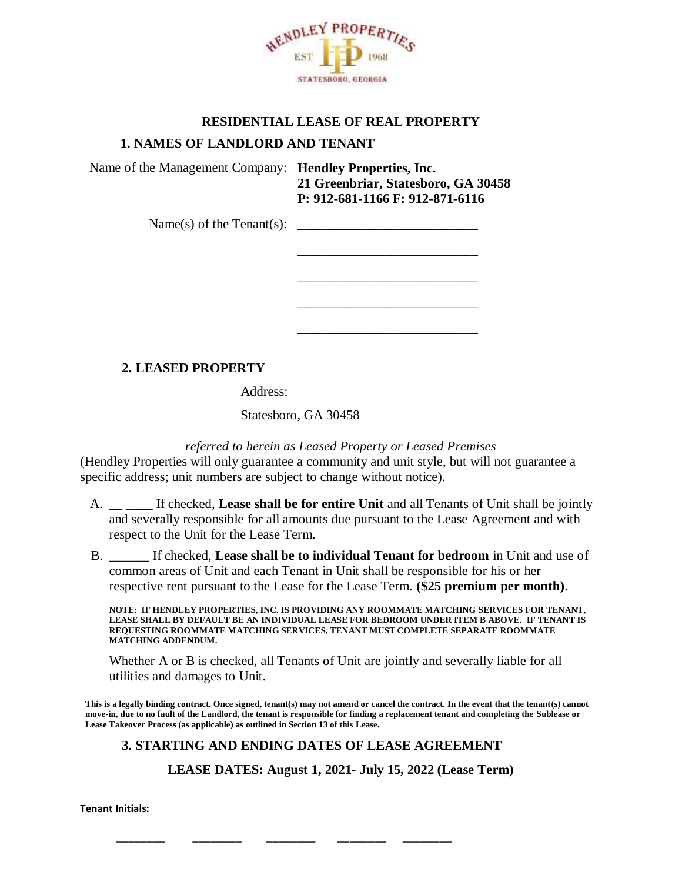# RESIDENTIAL LEASE OF REAL PROPERTY

## 1. NAMES OF LANDLORD AND TENANT

Name of the Management Company: **Hendley Properties, Inc.**
**21 Greenbriar, Statesboro, GA 30458**
**P: 912-681-1166 F: 912-871-6116**

Name(s) of the Tenant(s): ___________________________

___________________________

___________________________

___________________________

___________________________

## 2. LEASED PROPERTY

Address:

Statesboro, GA 30458

*referred to herein as Leased Property or Leased Premises*

(Hendley Properties will only guarantee a community and unit style, but will not guarantee a specific address; unit numbers are subject to change without notice).

A. _______ If checked, **Lease shall be for entire Unit** and all Tenants of Unit shall be jointly and severally responsible for all amounts due pursuant to the Lease Agreement and with respect to the Unit for the Lease Term.

B. ______ If checked, **Lease shall be to individual Tenant for bedroom** in Unit and use of common areas of Unit and each Tenant in Unit shall be responsible for his or her respective rent pursuant to the Lease for the Lease Term. **($25 premium per month)**.

**NOTE: IF HENDLEY PROPERTIES, INC. IS PROVIDING ANY ROOMMATE MATCHING SERVICES FOR TENANT, LEASE SHALL BY DEFAULT BE AN INDIVIDUAL LEASE FOR BEDROOM UNDER ITEM B ABOVE. IF TENANT IS REQUESTING ROOMMATE MATCHING SERVICES, TENANT MUST COMPLETE SEPARATE ROOMMATE MATCHING ADDENDUM.**

Whether A or B is checked, all Tenants of Unit are jointly and severally liable for all utilities and damages to Unit.

**This is a legally binding contract. Once signed, tenant(s) may not amend or cancel the contract. In the event that the tenant(s) cannot move-in, due to no fault of the Landlord, the tenant is responsible for finding a replacement tenant and completing the Sublease or Lease Takeover Process (as applicable) as outlined in Section 13 of this Lease.**

## 3. STARTING AND ENDING DATES OF LEASE AGREEMENT

**LEASE DATES: August 1, 2021- July 15, 2022 (Lease Term)**

**Tenant Initials:**

________ ________ ________ ________ ________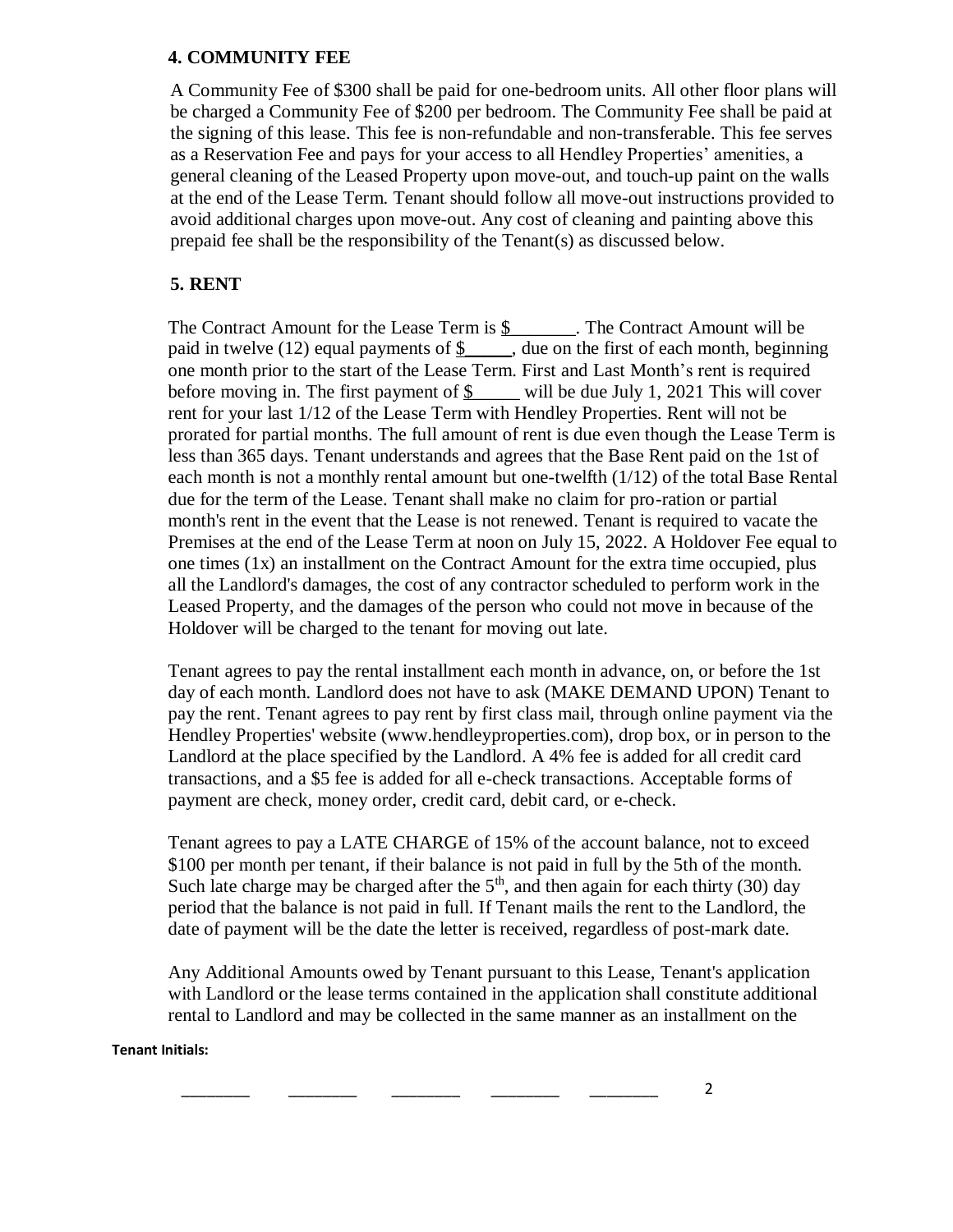## 4. COMMUNITY FEE

A Community Fee of $300 shall be paid for one-bedroom units. All other floor plans will be charged a Community Fee of $200 per bedroom. The Community Fee shall be paid at the signing of this lease. This fee is non-refundable and non-transferable. This fee serves as a Reservation Fee and pays for your access to all Hendley Properties' amenities, a general cleaning of the Leased Property upon move-out, and touch-up paint on the walls at the end of the Lease Term. Tenant should follow all move-out instructions provided to avoid additional charges upon move-out. Any cost of cleaning and painting above this prepaid fee shall be the responsibility of the Tenant(s) as discussed below.

## 5. RENT

The Contract Amount for the Lease Term is $_______. The Contract Amount will be paid in twelve (12) equal payments of $_____, due on the first of each month, beginning one month prior to the start of the Lease Term. First and Last Month's rent is required before moving in. The first payment of $_____ will be due July 1, 2021 This will cover rent for your last 1/12 of the Lease Term with Hendley Properties. Rent will not be prorated for partial months. The full amount of rent is due even though the Lease Term is less than 365 days. Tenant understands and agrees that the Base Rent paid on the 1st of each month is not a monthly rental amount but one-twelfth (1/12) of the total Base Rental due for the term of the Lease. Tenant shall make no claim for pro-ration or partial month's rent in the event that the Lease is not renewed. Tenant is required to vacate the Premises at the end of the Lease Term at noon on July 15, 2022. A Holdover Fee equal to one times (1x) an installment on the Contract Amount for the extra time occupied, plus all the Landlord's damages, the cost of any contractor scheduled to perform work in the Leased Property, and the damages of the person who could not move in because of the Holdover will be charged to the tenant for moving out late.

Tenant agrees to pay the rental installment each month in advance, on, or before the 1st day of each month. Landlord does not have to ask (MAKE DEMAND UPON) Tenant to pay the rent. Tenant agrees to pay rent by first class mail, through online payment via the Hendley Properties' website (www.hendleyproperties.com), drop box, or in person to the Landlord at the place specified by the Landlord. A 4% fee is added for all credit card transactions, and a $5 fee is added for all e-check transactions. Acceptable forms of payment are check, money order, credit card, debit card, or e-check.

Tenant agrees to pay a LATE CHARGE of 15% of the account balance, not to exceed $100 per month per tenant, if their balance is not paid in full by the 5th of the month. Such late charge may be charged after the 5th, and then again for each thirty (30) day period that the balance is not paid in full. If Tenant mails the rent to the Landlord, the date of payment will be the date the letter is received, regardless of post-mark date.

Any Additional Amounts owed by Tenant pursuant to this Lease, Tenant's application with Landlord or the lease terms contained in the application shall constitute additional rental to Landlord and may be collected in the same manner as an installment on the

**Tenant Initials:**

________ ________ ________ ________ ________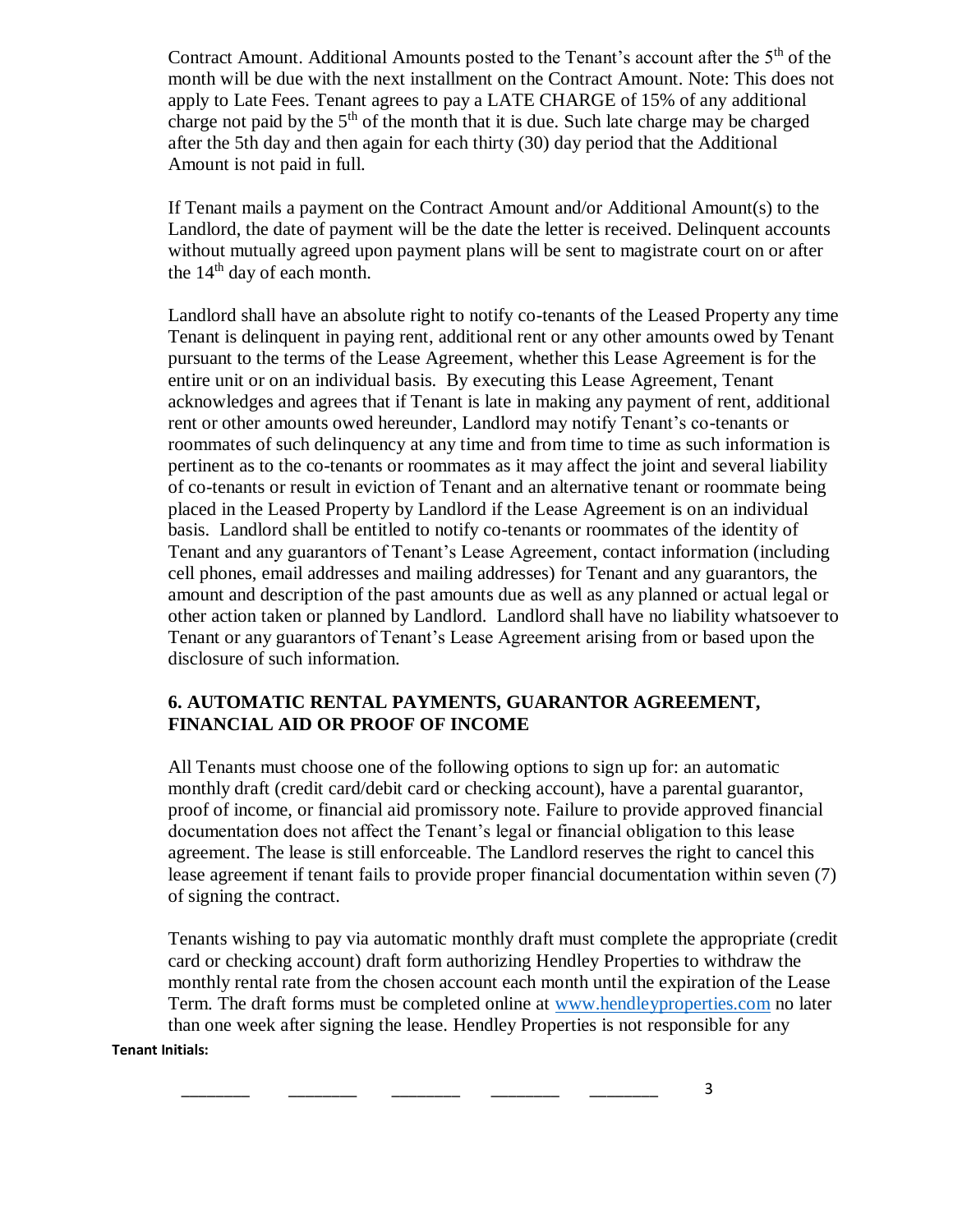Contract Amount. Additional Amounts posted to the Tenant's account after the 5th of the month will be due with the next installment on the Contract Amount. Note: This does not apply to Late Fees. Tenant agrees to pay a LATE CHARGE of 15% of any additional charge not paid by the 5th of the month that it is due. Such late charge may be charged after the 5th day and then again for each thirty (30) day period that the Additional Amount is not paid in full.

If Tenant mails a payment on the Contract Amount and/or Additional Amount(s) to the Landlord, the date of payment will be the date the letter is received. Delinquent accounts without mutually agreed upon payment plans will be sent to magistrate court on or after the 14th day of each month.

Landlord shall have an absolute right to notify co-tenants of the Leased Property any time Tenant is delinquent in paying rent, additional rent or any other amounts owed by Tenant pursuant to the terms of the Lease Agreement, whether this Lease Agreement is for the entire unit or on an individual basis. By executing this Lease Agreement, Tenant acknowledges and agrees that if Tenant is late in making any payment of rent, additional rent or other amounts owed hereunder, Landlord may notify Tenant's co-tenants or roommates of such delinquency at any time and from time to time as such information is pertinent as to the co-tenants or roommates as it may affect the joint and several liability of co-tenants or result in eviction of Tenant and an alternative tenant or roommate being placed in the Leased Property by Landlord if the Lease Agreement is on an individual basis. Landlord shall be entitled to notify co-tenants or roommates of the identity of Tenant and any guarantors of Tenant's Lease Agreement, contact information (including cell phones, email addresses and mailing addresses) for Tenant and any guarantors, the amount and description of the past amounts due as well as any planned or actual legal or other action taken or planned by Landlord. Landlord shall have no liability whatsoever to Tenant or any guarantors of Tenant's Lease Agreement arising from or based upon the disclosure of such information.

## 6. AUTOMATIC RENTAL PAYMENTS, GUARANTOR AGREEMENT, FINANCIAL AID OR PROOF OF INCOME

All Tenants must choose one of the following options to sign up for: an automatic monthly draft (credit card/debit card or checking account), have a parental guarantor, proof of income, or financial aid promissory note. Failure to provide approved financial documentation does not affect the Tenant's legal or financial obligation to this lease agreement. The lease is still enforceable. The Landlord reserves the right to cancel this lease agreement if tenant fails to provide proper financial documentation within seven (7) of signing the contract.

Tenants wishing to pay via automatic monthly draft must complete the appropriate (credit card or checking account) draft form authorizing Hendley Properties to withdraw the monthly rental rate from the chosen account each month until the expiration of the Lease Term. The draft forms must be completed online at www.hendleyproperties.com no later than one week after signing the lease. Hendley Properties is not responsible for any

**Tenant Initials:**

________ ________ ________ ________ ________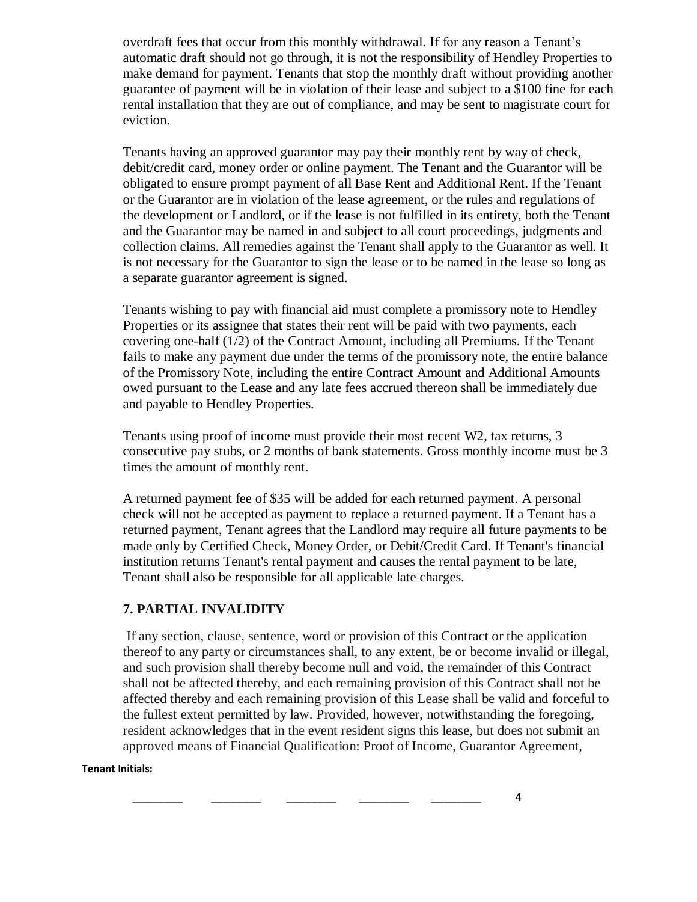overdraft fees that occur from this monthly withdrawal. If for any reason a Tenant's automatic draft should not go through, it is not the responsibility of Hendley Properties to make demand for payment. Tenants that stop the monthly draft without providing another guarantee of payment will be in violation of their lease and subject to a $100 fine for each rental installation that they are out of compliance, and may be sent to magistrate court for eviction.

Tenants having an approved guarantor may pay their monthly rent by way of check, debit/credit card, money order or online payment. The Tenant and the Guarantor will be obligated to ensure prompt payment of all Base Rent and Additional Rent. If the Tenant or the Guarantor are in violation of the lease agreement, or the rules and regulations of the development or Landlord, or if the lease is not fulfilled in its entirety, both the Tenant and the Guarantor may be named in and subject to all court proceedings, judgments and collection claims. All remedies against the Tenant shall apply to the Guarantor as well. It is not necessary for the Guarantor to sign the lease or to be named in the lease so long as a separate guarantor agreement is signed.

Tenants wishing to pay with financial aid must complete a promissory note to Hendley Properties or its assignee that states their rent will be paid with two payments, each covering one-half (1/2) of the Contract Amount, including all Premiums. If the Tenant fails to make any payment due under the terms of the promissory note, the entire balance of the Promissory Note, including the entire Contract Amount and Additional Amounts owed pursuant to the Lease and any late fees accrued thereon shall be immediately due and payable to Hendley Properties.

Tenants using proof of income must provide their most recent W2, tax returns, 3 consecutive pay stubs, or 2 months of bank statements. Gross monthly income must be 3 times the amount of monthly rent.

A returned payment fee of $35 will be added for each returned payment. A personal check will not be accepted as payment to replace a returned payment. If a Tenant has a returned payment, Tenant agrees that the Landlord may require all future payments to be made only by Certified Check, Money Order, or Debit/Credit Card. If Tenant's financial institution returns Tenant's rental payment and causes the rental payment to be late, Tenant shall also be responsible for all applicable late charges.

### 7. PARTIAL INVALIDITY

If any section, clause, sentence, word or provision of this Contract or the application thereof to any party or circumstances shall, to any extent, be or become invalid or illegal, and such provision shall thereby become null and void, the remainder of this Contract shall not be affected thereby, and each remaining provision of this Contract shall not be affected thereby and each remaining provision of this Lease shall be valid and forceful to the fullest extent permitted by law. Provided, however, notwithstanding the foregoing, resident acknowledges that in the event resident signs this lease, but does not submit an approved means of Financial Qualification: Proof of Income, Guarantor Agreement,

**Tenant Initials:**

________ ________ ________ ________ ________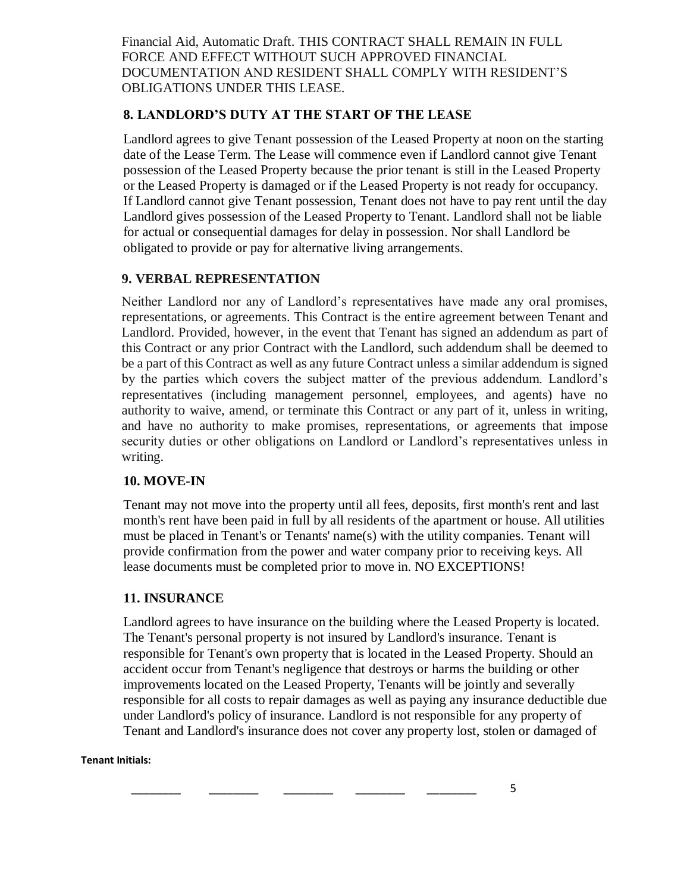Financial Aid, Automatic Draft. THIS CONTRACT SHALL REMAIN IN FULL FORCE AND EFFECT WITHOUT SUCH APPROVED FINANCIAL DOCUMENTATION AND RESIDENT SHALL COMPLY WITH RESIDENT'S OBLIGATIONS UNDER THIS LEASE.

## 8. LANDLORD'S DUTY AT THE START OF THE LEASE

Landlord agrees to give Tenant possession of the Leased Property at noon on the starting date of the Lease Term. The Lease will commence even if Landlord cannot give Tenant possession of the Leased Property because the prior tenant is still in the Leased Property or the Leased Property is damaged or if the Leased Property is not ready for occupancy. If Landlord cannot give Tenant possession, Tenant does not have to pay rent until the day Landlord gives possession of the Leased Property to Tenant. Landlord shall not be liable for actual or consequential damages for delay in possession. Nor shall Landlord be obligated to provide or pay for alternative living arrangements.

## 9. VERBAL REPRESENTATION

Neither Landlord nor any of Landlord's representatives have made any oral promises, representations, or agreements. This Contract is the entire agreement between Tenant and Landlord. Provided, however, in the event that Tenant has signed an addendum as part of this Contract or any prior Contract with the Landlord, such addendum shall be deemed to be a part of this Contract as well as any future Contract unless a similar addendum is signed by the parties which covers the subject matter of the previous addendum. Landlord's representatives (including management personnel, employees, and agents) have no authority to waive, amend, or terminate this Contract or any part of it, unless in writing, and have no authority to make promises, representations, or agreements that impose security duties or other obligations on Landlord or Landlord's representatives unless in writing.

## 10. MOVE-IN

Tenant may not move into the property until all fees, deposits, first month's rent and last month's rent have been paid in full by all residents of the apartment or house. All utilities must be placed in Tenant's or Tenants' name(s) with the utility companies. Tenant will provide confirmation from the power and water company prior to receiving keys. All lease documents must be completed prior to move in. NO EXCEPTIONS!

## 11. INSURANCE

Landlord agrees to have insurance on the building where the Leased Property is located. The Tenant's personal property is not insured by Landlord's insurance. Tenant is responsible for Tenant's own property that is located in the Leased Property. Should an accident occur from Tenant's negligence that destroys or harms the building or other improvements located on the Leased Property, Tenants will be jointly and severally responsible for all costs to repair damages as well as paying any insurance deductible due under Landlord's policy of insurance. Landlord is not responsible for any property of Tenant and Landlord's insurance does not cover any property lost, stolen or damaged of

**Tenant Initials:**

________ ________ ________ ________ ________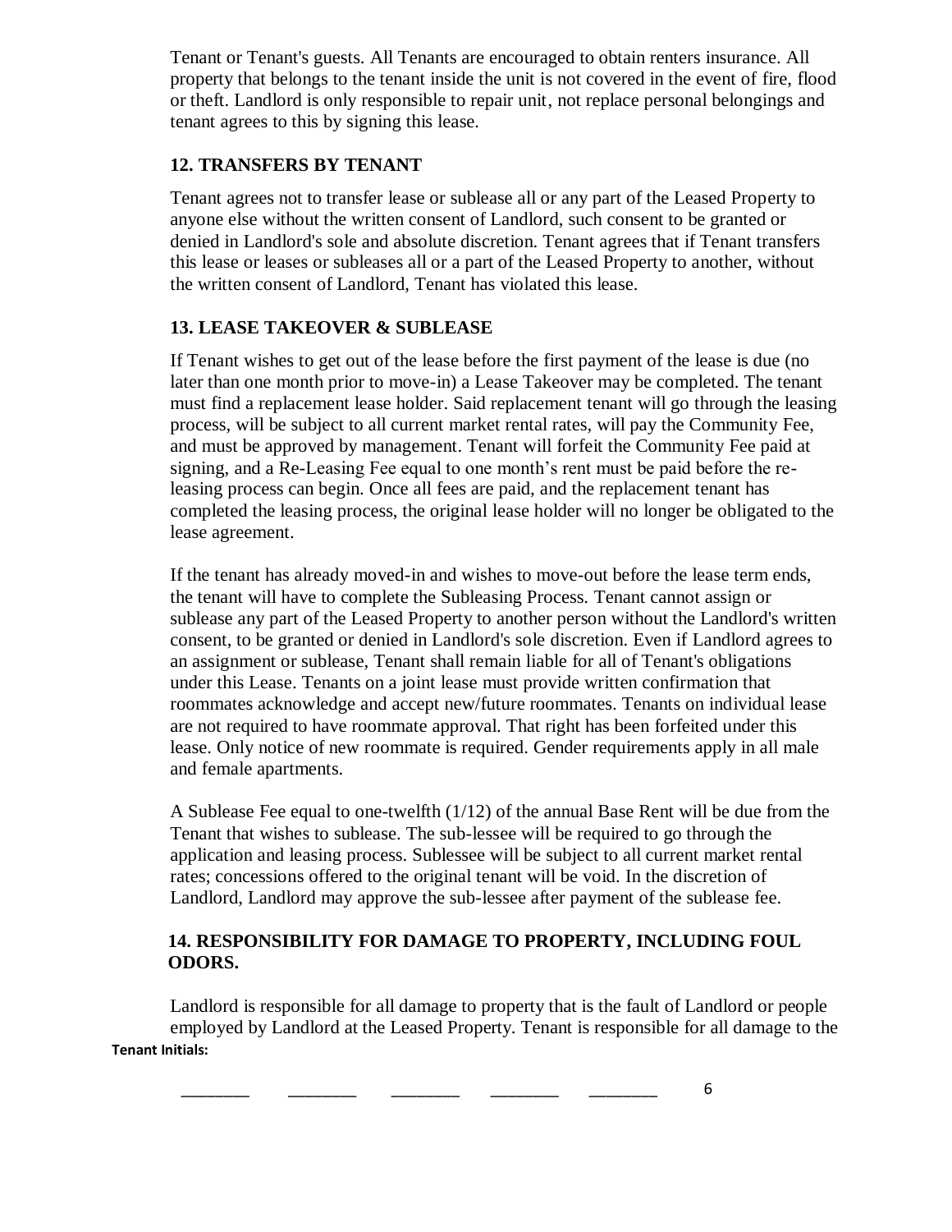Tenant or Tenant's guests. All Tenants are encouraged to obtain renters insurance. All property that belongs to the tenant inside the unit is not covered in the event of fire, flood or theft. Landlord is only responsible to repair unit, not replace personal belongings and tenant agrees to this by signing this lease.

**12. TRANSFERS BY TENANT**

Tenant agrees not to transfer lease or sublease all or any part of the Leased Property to anyone else without the written consent of Landlord, such consent to be granted or denied in Landlord's sole and absolute discretion. Tenant agrees that if Tenant transfers this lease or leases or subleases all or a part of the Leased Property to another, without the written consent of Landlord, Tenant has violated this lease.

**13. LEASE TAKEOVER & SUBLEASE**

If Tenant wishes to get out of the lease before the first payment of the lease is due (no later than one month prior to move-in) a Lease Takeover may be completed. The tenant must find a replacement lease holder. Said replacement tenant will go through the leasing process, will be subject to all current market rental rates, will pay the Community Fee, and must be approved by management. Tenant will forfeit the Community Fee paid at signing, and a Re-Leasing Fee equal to one month's rent must be paid before the re-leasing process can begin. Once all fees are paid, and the replacement tenant has completed the leasing process, the original lease holder will no longer be obligated to the lease agreement.

If the tenant has already moved-in and wishes to move-out before the lease term ends, the tenant will have to complete the Subleasing Process. Tenant cannot assign or sublease any part of the Leased Property to another person without the Landlord's written consent, to be granted or denied in Landlord's sole discretion. Even if Landlord agrees to an assignment or sublease, Tenant shall remain liable for all of Tenant's obligations under this Lease. Tenants on a joint lease must provide written confirmation that roommates acknowledge and accept new/future roommates. Tenants on individual lease are not required to have roommate approval. That right has been forfeited under this lease. Only notice of new roommate is required. Gender requirements apply in all male and female apartments.

A Sublease Fee equal to one-twelfth (1/12) of the annual Base Rent will be due from the Tenant that wishes to sublease. The sub-lessee will be required to go through the application and leasing process. Sublessee will be subject to all current market rental rates; concessions offered to the original tenant will be void. In the discretion of Landlord, Landlord may approve the sub-lessee after payment of the sublease fee.

**14. RESPONSIBILITY FOR DAMAGE TO PROPERTY, INCLUDING FOUL ODORS.**

Landlord is responsible for all damage to property that is the fault of Landlord or people employed by Landlord at the Leased Property. Tenant is responsible for all damage to the

**Tenant Initials:**

________ ________ ________ ________ ________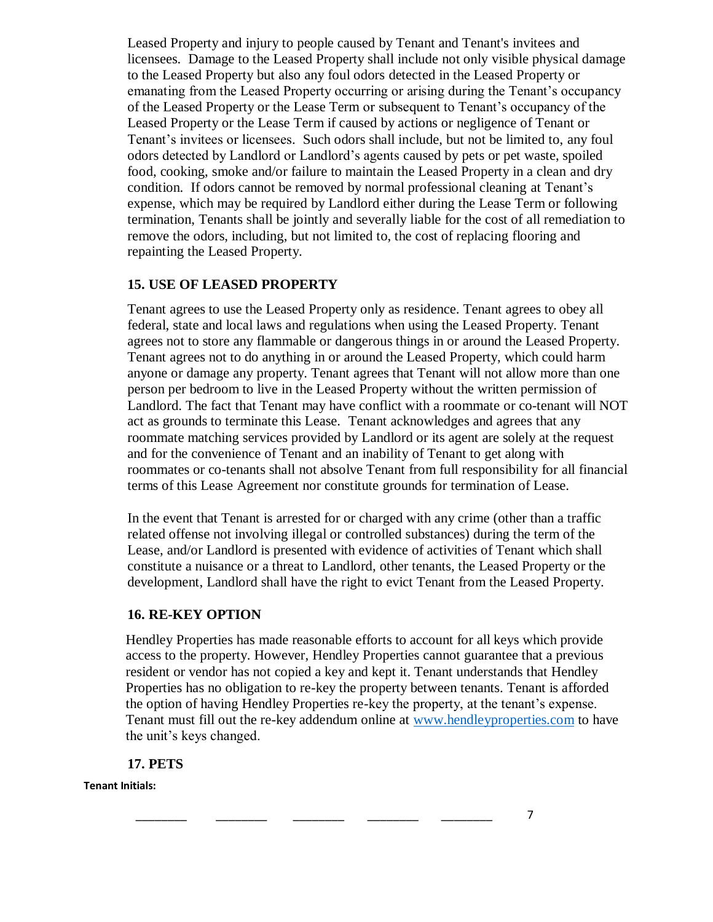Leased Property and injury to people caused by Tenant and Tenant's invitees and licensees. Damage to the Leased Property shall include not only visible physical damage to the Leased Property but also any foul odors detected in the Leased Property or emanating from the Leased Property occurring or arising during the Tenant's occupancy of the Leased Property or the Lease Term or subsequent to Tenant's occupancy of the Leased Property or the Lease Term if caused by actions or negligence of Tenant or Tenant's invitees or licensees. Such odors shall include, but not be limited to, any foul odors detected by Landlord or Landlord's agents caused by pets or pet waste, spoiled food, cooking, smoke and/or failure to maintain the Leased Property in a clean and dry condition. If odors cannot be removed by normal professional cleaning at Tenant's expense, which may be required by Landlord either during the Lease Term or following termination, Tenants shall be jointly and severally liable for the cost of all remediation to remove the odors, including, but not limited to, the cost of replacing flooring and repainting the Leased Property.

## 15. USE OF LEASED PROPERTY

Tenant agrees to use the Leased Property only as residence. Tenant agrees to obey all federal, state and local laws and regulations when using the Leased Property. Tenant agrees not to store any flammable or dangerous things in or around the Leased Property. Tenant agrees not to do anything in or around the Leased Property, which could harm anyone or damage any property. Tenant agrees that Tenant will not allow more than one person per bedroom to live in the Leased Property without the written permission of Landlord. The fact that Tenant may have conflict with a roommate or co-tenant will NOT act as grounds to terminate this Lease. Tenant acknowledges and agrees that any roommate matching services provided by Landlord or its agent are solely at the request and for the convenience of Tenant and an inability of Tenant to get along with roommates or co-tenants shall not absolve Tenant from full responsibility for all financial terms of this Lease Agreement nor constitute grounds for termination of Lease.

In the event that Tenant is arrested for or charged with any crime (other than a traffic related offense not involving illegal or controlled substances) during the term of the Lease, and/or Landlord is presented with evidence of activities of Tenant which shall constitute a nuisance or a threat to Landlord, other tenants, the Leased Property or the development, Landlord shall have the right to evict Tenant from the Leased Property.

## 16. RE-KEY OPTION

Hendley Properties has made reasonable efforts to account for all keys which provide access to the property. However, Hendley Properties cannot guarantee that a previous resident or vendor has not copied a key and kept it. Tenant understands that Hendley Properties has no obligation to re-key the property between tenants. Tenant is afforded the option of having Hendley Properties re-key the property, at the tenant's expense. Tenant must fill out the re-key addendum online at www.hendleyproperties.com to have the unit's keys changed.

## 17. PETS

**Tenant Initials:**

________ ________ ________ ________ ________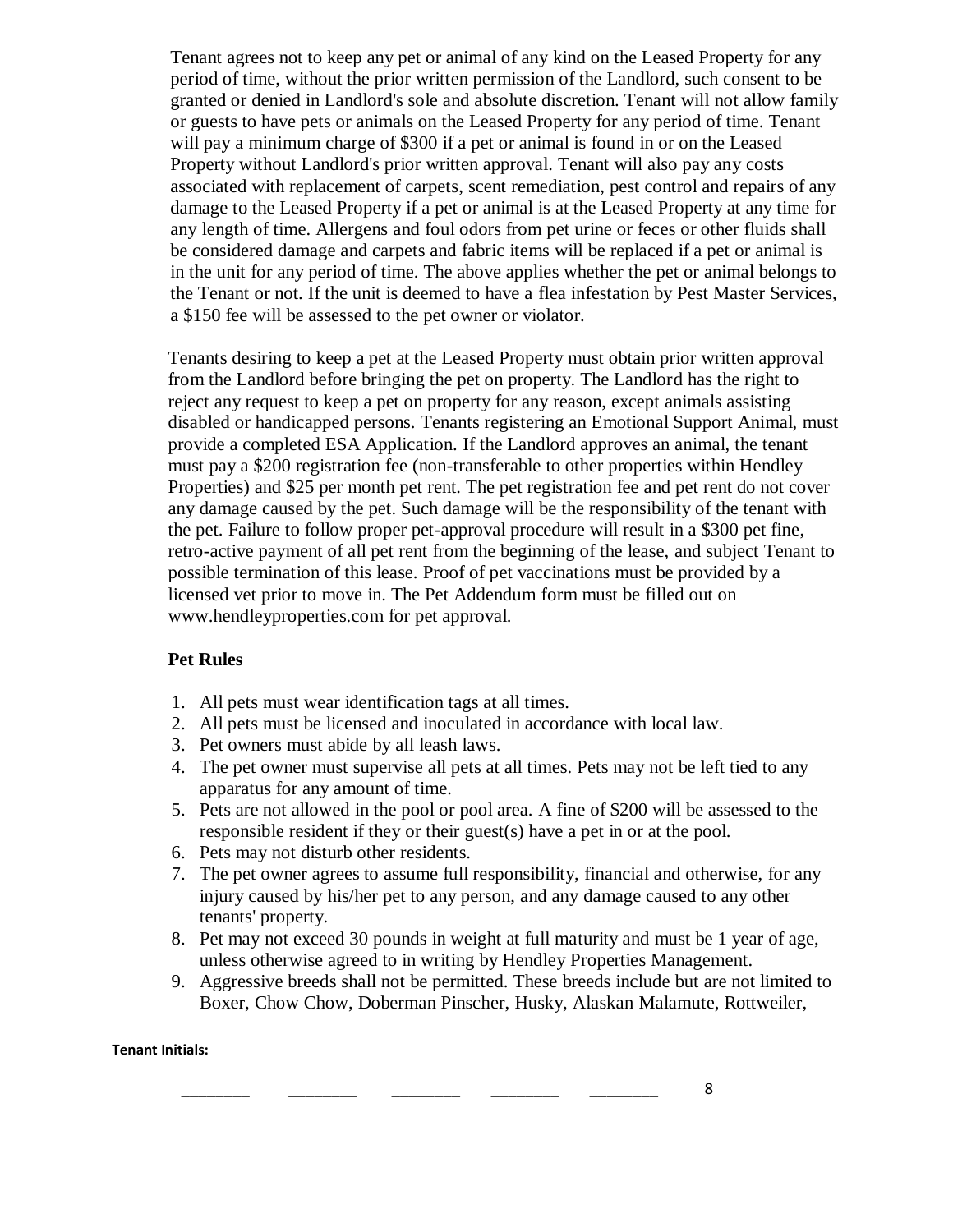Tenant agrees not to keep any pet or animal of any kind on the Leased Property for any period of time, without the prior written permission of the Landlord, such consent to be granted or denied in Landlord's sole and absolute discretion. Tenant will not allow family or guests to have pets or animals on the Leased Property for any period of time. Tenant will pay a minimum charge of $300 if a pet or animal is found in or on the Leased Property without Landlord's prior written approval. Tenant will also pay any costs associated with replacement of carpets, scent remediation, pest control and repairs of any damage to the Leased Property if a pet or animal is at the Leased Property at any time for any length of time. Allergens and foul odors from pet urine or feces or other fluids shall be considered damage and carpets and fabric items will be replaced if a pet or animal is in the unit for any period of time. The above applies whether the pet or animal belongs to the Tenant or not. If the unit is deemed to have a flea infestation by Pest Master Services, a $150 fee will be assessed to the pet owner or violator.

Tenants desiring to keep a pet at the Leased Property must obtain prior written approval from the Landlord before bringing the pet on property. The Landlord has the right to reject any request to keep a pet on property for any reason, except animals assisting disabled or handicapped persons. Tenants registering an Emotional Support Animal, must provide a completed ESA Application. If the Landlord approves an animal, the tenant must pay a $200 registration fee (non-transferable to other properties within Hendley Properties) and $25 per month pet rent. The pet registration fee and pet rent do not cover any damage caused by the pet. Such damage will be the responsibility of the tenant with the pet. Failure to follow proper pet-approval procedure will result in a $300 pet fine, retro-active payment of all pet rent from the beginning of the lease, and subject Tenant to possible termination of this lease. Proof of pet vaccinations must be provided by a licensed vet prior to move in. The Pet Addendum form must be filled out on www.hendleyproperties.com for pet approval.

**Pet Rules**

1. All pets must wear identification tags at all times.
2. All pets must be licensed and inoculated in accordance with local law.
3. Pet owners must abide by all leash laws.
4. The pet owner must supervise all pets at all times. Pets may not be left tied to any apparatus for any amount of time.
5. Pets are not allowed in the pool or pool area. A fine of $200 will be assessed to the responsible resident if they or their guest(s) have a pet in or at the pool.
6. Pets may not disturb other residents.
7. The pet owner agrees to assume full responsibility, financial and otherwise, for any injury caused by his/her pet to any person, and any damage caused to any other tenants' property.
8. Pet may not exceed 30 pounds in weight at full maturity and must be 1 year of age, unless otherwise agreed to in writing by Hendley Properties Management.
9. Aggressive breeds shall not be permitted. These breeds include but are not limited to Boxer, Chow Chow, Doberman Pinscher, Husky, Alaskan Malamute, Rottweiler,

**Tenant Initials:**

________ ________ ________ ________ ________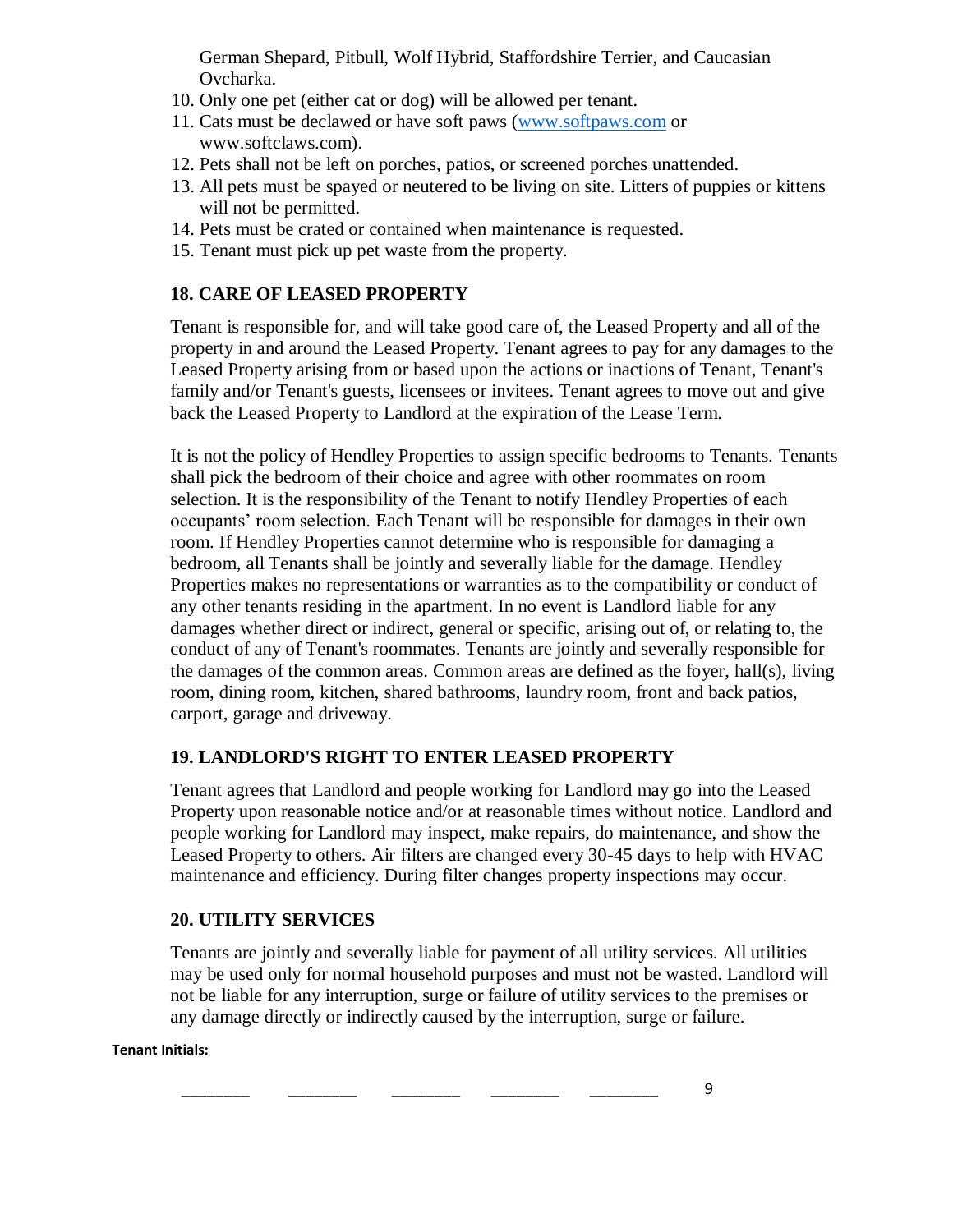German Shepard, Pitbull, Wolf Hybrid, Staffordshire Terrier, and Caucasian Ovcharka.

10. Only one pet (either cat or dog) will be allowed per tenant.
11. Cats must be declawed or have soft paws (www.softpaws.com or www.softclaws.com).
12. Pets shall not be left on porches, patios, or screened porches unattended.
13. All pets must be spayed or neutered to be living on site. Litters of puppies or kittens will not be permitted.
14. Pets must be crated or contained when maintenance is requested.
15. Tenant must pick up pet waste from the property.

### 18. CARE OF LEASED PROPERTY

Tenant is responsible for, and will take good care of, the Leased Property and all of the property in and around the Leased Property. Tenant agrees to pay for any damages to the Leased Property arising from or based upon the actions or inactions of Tenant, Tenant's family and/or Tenant's guests, licensees or invitees. Tenant agrees to move out and give back the Leased Property to Landlord at the expiration of the Lease Term.

It is not the policy of Hendley Properties to assign specific bedrooms to Tenants. Tenants shall pick the bedroom of their choice and agree with other roommates on room selection. It is the responsibility of the Tenant to notify Hendley Properties of each occupants' room selection. Each Tenant will be responsible for damages in their own room. If Hendley Properties cannot determine who is responsible for damaging a bedroom, all Tenants shall be jointly and severally liable for the damage. Hendley Properties makes no representations or warranties as to the compatibility or conduct of any other tenants residing in the apartment. In no event is Landlord liable for any damages whether direct or indirect, general or specific, arising out of, or relating to, the conduct of any of Tenant's roommates. Tenants are jointly and severally responsible for the damages of the common areas. Common areas are defined as the foyer, hall(s), living room, dining room, kitchen, shared bathrooms, laundry room, front and back patios, carport, garage and driveway.

### 19. LANDLORD'S RIGHT TO ENTER LEASED PROPERTY

Tenant agrees that Landlord and people working for Landlord may go into the Leased Property upon reasonable notice and/or at reasonable times without notice. Landlord and people working for Landlord may inspect, make repairs, do maintenance, and show the Leased Property to others. Air filters are changed every 30-45 days to help with HVAC maintenance and efficiency. During filter changes property inspections may occur.

### 20. UTILITY SERVICES

Tenants are jointly and severally liable for payment of all utility services. All utilities may be used only for normal household purposes and must not be wasted. Landlord will not be liable for any interruption, surge or failure of utility services to the premises or any damage directly or indirectly caused by the interruption, surge or failure.

**Tenant Initials:**

________ ________ ________ ________ ________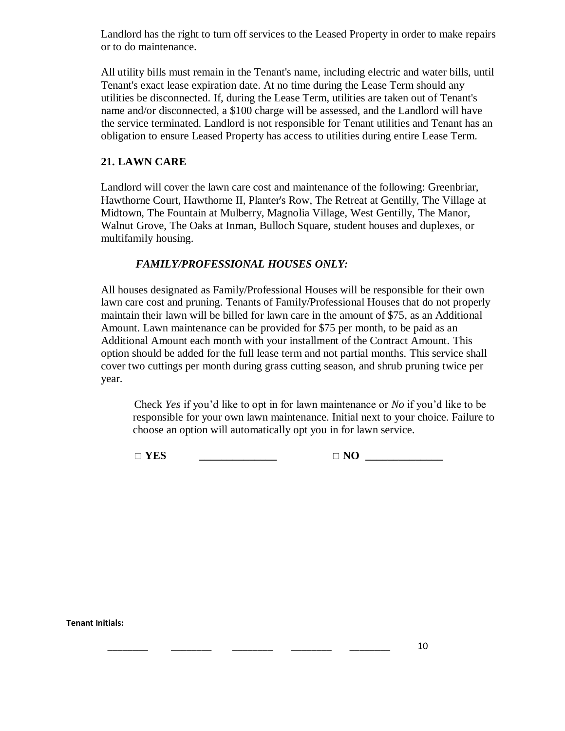Landlord has the right to turn off services to the Leased Property in order to make repairs or to do maintenance.

All utility bills must remain in the Tenant's name, including electric and water bills, until Tenant's exact lease expiration date. At no time during the Lease Term should any utilities be disconnected. If, during the Lease Term, utilities are taken out of Tenant's name and/or disconnected, a $100 charge will be assessed, and the Landlord will have the service terminated. Landlord is not responsible for Tenant utilities and Tenant has an obligation to ensure Leased Property has access to utilities during entire Lease Term.

## 21. LAWN CARE

Landlord will cover the lawn care cost and maintenance of the following: Greenbriar, Hawthorne Court, Hawthorne II, Planter's Row, The Retreat at Gentilly, The Village at Midtown, The Fountain at Mulberry, Magnolia Village, West Gentilly, The Manor, Walnut Grove, The Oaks at Inman, Bulloch Square, student houses and duplexes, or multifamily housing.

***FAMILY/PROFESSIONAL HOUSES ONLY:***

All houses designated as Family/Professional Houses will be responsible for their own lawn care cost and pruning. Tenants of Family/Professional Houses that do not properly maintain their lawn will be billed for lawn care in the amount of $75, as an Additional Amount. Lawn maintenance can be provided for $75 per month, to be paid as an Additional Amount each month with your installment of the Contract Amount. This option should be added for the full lease term and not partial months. This service shall cover two cuttings per month during grass cutting season, and shrub pruning twice per year.

Check *Yes* if you'd like to opt in for lawn maintenance or *No* if you'd like to be responsible for your own lawn maintenance. Initial next to your choice. Failure to choose an option will automatically opt you in for lawn service.

□ **YES** ______________ □ **NO** ______________

**Tenant Initials:**

________ ________ ________ ________ ________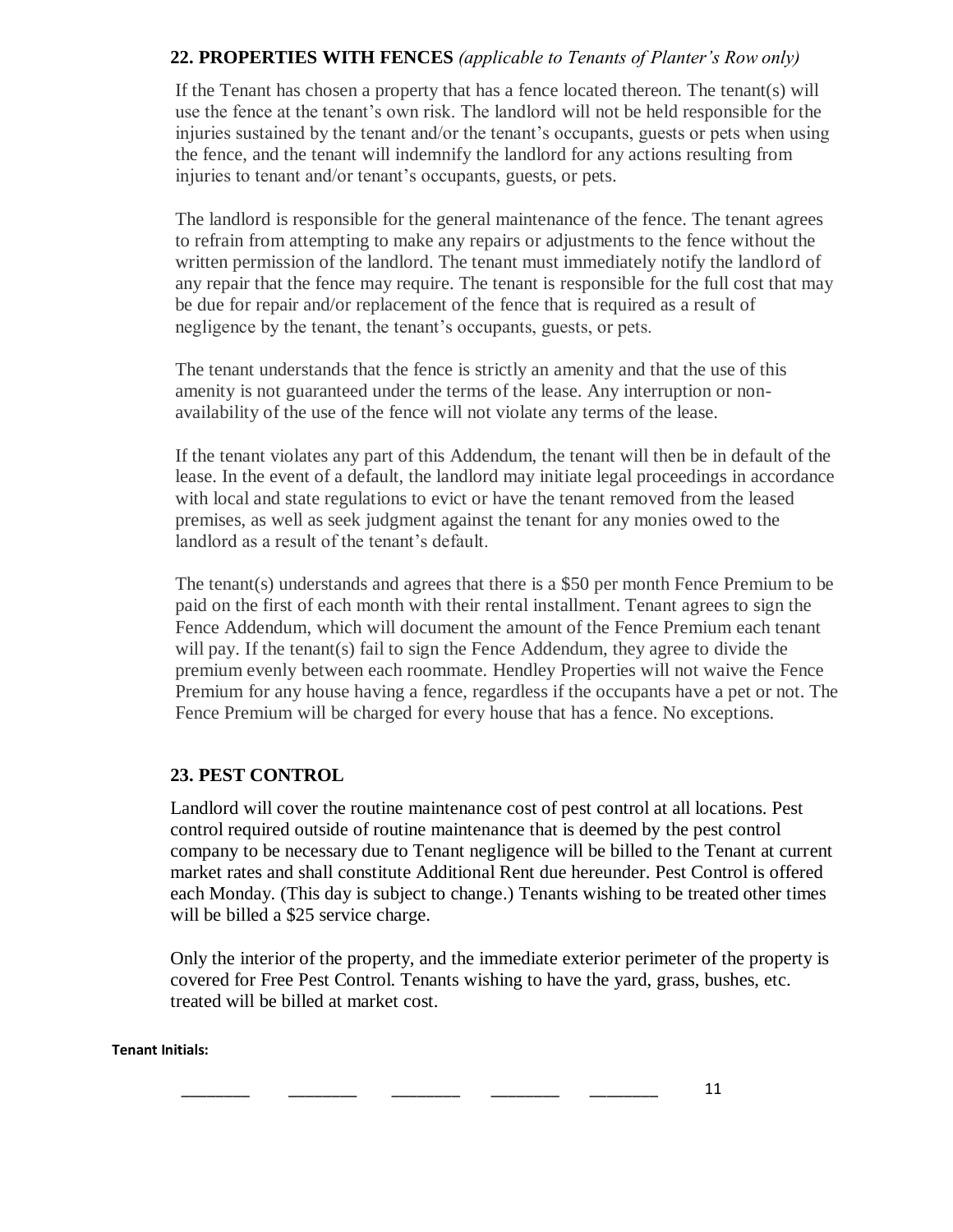## 22. PROPERTIES WITH FENCES *(applicable to Tenants of Planter's Row only)*

If the Tenant has chosen a property that has a fence located thereon. The tenant(s) will use the fence at the tenant's own risk. The landlord will not be held responsible for the injuries sustained by the tenant and/or the tenant's occupants, guests or pets when using the fence, and the tenant will indemnify the landlord for any actions resulting from injuries to tenant and/or tenant's occupants, guests, or pets.

The landlord is responsible for the general maintenance of the fence. The tenant agrees to refrain from attempting to make any repairs or adjustments to the fence without the written permission of the landlord. The tenant must immediately notify the landlord of any repair that the fence may require. The tenant is responsible for the full cost that may be due for repair and/or replacement of the fence that is required as a result of negligence by the tenant, the tenant's occupants, guests, or pets.

The tenant understands that the fence is strictly an amenity and that the use of this amenity is not guaranteed under the terms of the lease. Any interruption or non-availability of the use of the fence will not violate any terms of the lease.

If the tenant violates any part of this Addendum, the tenant will then be in default of the lease. In the event of a default, the landlord may initiate legal proceedings in accordance with local and state regulations to evict or have the tenant removed from the leased premises, as well as seek judgment against the tenant for any monies owed to the landlord as a result of the tenant's default.

The tenant(s) understands and agrees that there is a $50 per month Fence Premium to be paid on the first of each month with their rental installment. Tenant agrees to sign the Fence Addendum, which will document the amount of the Fence Premium each tenant will pay. If the tenant(s) fail to sign the Fence Addendum, they agree to divide the premium evenly between each roommate. Hendley Properties will not waive the Fence Premium for any house having a fence, regardless if the occupants have a pet or not. The Fence Premium will be charged for every house that has a fence. No exceptions.

## 23. PEST CONTROL

Landlord will cover the routine maintenance cost of pest control at all locations. Pest control required outside of routine maintenance that is deemed by the pest control company to be necessary due to Tenant negligence will be billed to the Tenant at current market rates and shall constitute Additional Rent due hereunder. Pest Control is offered each Monday. (This day is subject to change.) Tenants wishing to be treated other times will be billed a $25 service charge.

Only the interior of the property, and the immediate exterior perimeter of the property is covered for Free Pest Control. Tenants wishing to have the yard, grass, bushes, etc. treated will be billed at market cost.

**Tenant Initials:**

________ ________ ________ ________ ________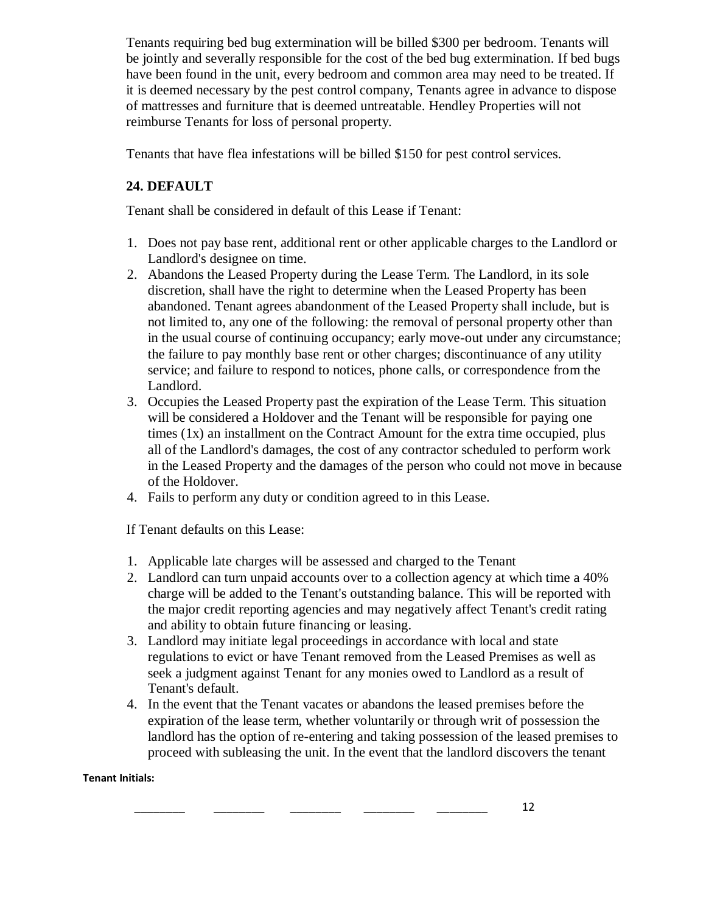Tenants requiring bed bug extermination will be billed $300 per bedroom. Tenants will be jointly and severally responsible for the cost of the bed bug extermination. If bed bugs have been found in the unit, every bedroom and common area may need to be treated. If it is deemed necessary by the pest control company, Tenants agree in advance to dispose of mattresses and furniture that is deemed untreatable. Hendley Properties will not reimburse Tenants for loss of personal property.

Tenants that have flea infestations will be billed $150 for pest control services.

## 24. DEFAULT

Tenant shall be considered in default of this Lease if Tenant:

1. Does not pay base rent, additional rent or other applicable charges to the Landlord or Landlord's designee on time.
2. Abandons the Leased Property during the Lease Term. The Landlord, in its sole discretion, shall have the right to determine when the Leased Property has been abandoned. Tenant agrees abandonment of the Leased Property shall include, but is not limited to, any one of the following: the removal of personal property other than in the usual course of continuing occupancy; early move-out under any circumstance; the failure to pay monthly base rent or other charges; discontinuance of any utility service; and failure to respond to notices, phone calls, or correspondence from the Landlord.
3. Occupies the Leased Property past the expiration of the Lease Term. This situation will be considered a Holdover and the Tenant will be responsible for paying one times (1x) an installment on the Contract Amount for the extra time occupied, plus all of the Landlord's damages, the cost of any contractor scheduled to perform work in the Leased Property and the damages of the person who could not move in because of the Holdover.
4. Fails to perform any duty or condition agreed to in this Lease.

If Tenant defaults on this Lease:

1. Applicable late charges will be assessed and charged to the Tenant
2. Landlord can turn unpaid accounts over to a collection agency at which time a 40% charge will be added to the Tenant's outstanding balance. This will be reported with the major credit reporting agencies and may negatively affect Tenant's credit rating and ability to obtain future financing or leasing.
3. Landlord may initiate legal proceedings in accordance with local and state regulations to evict or have Tenant removed from the Leased Premises as well as seek a judgment against Tenant for any monies owed to Landlord as a result of Tenant's default.
4. In the event that the Tenant vacates or abandons the leased premises before the expiration of the lease term, whether voluntarily or through writ of possession the landlord has the option of re-entering and taking possession of the leased premises to proceed with subleasing the unit. In the event that the landlord discovers the tenant

**Tenant Initials:**

________ ________ ________ ________ ________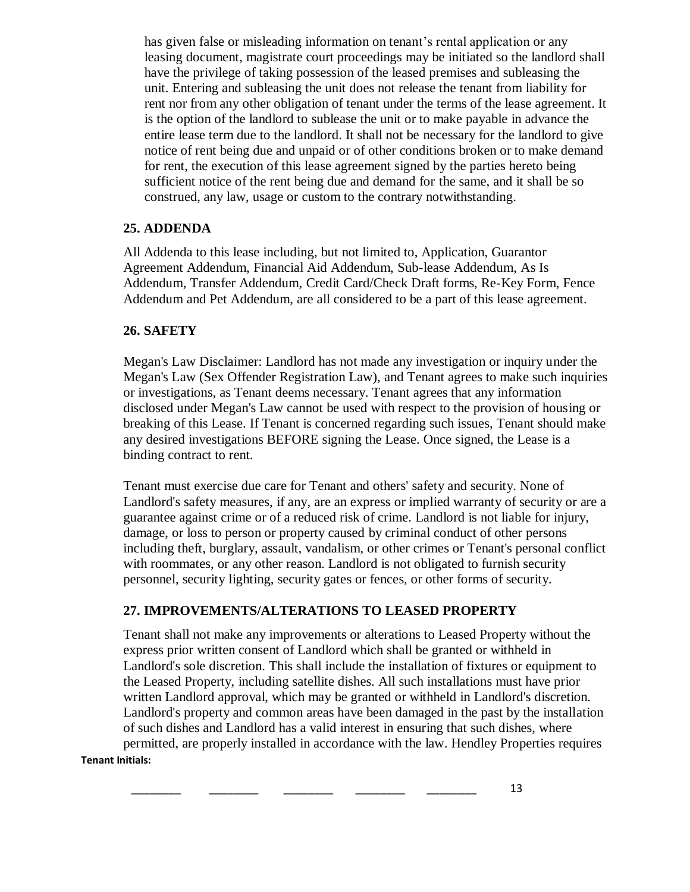has given false or misleading information on tenant's rental application or any leasing document, magistrate court proceedings may be initiated so the landlord shall have the privilege of taking possession of the leased premises and subleasing the unit. Entering and subleasing the unit does not release the tenant from liability for rent nor from any other obligation of tenant under the terms of the lease agreement. It is the option of the landlord to sublease the unit or to make payable in advance the entire lease term due to the landlord. It shall not be necessary for the landlord to give notice of rent being due and unpaid or of other conditions broken or to make demand for rent, the execution of this lease agreement signed by the parties hereto being sufficient notice of the rent being due and demand for the same, and it shall be so construed, any law, usage or custom to the contrary notwithstanding.

## 25. ADDENDA

All Addenda to this lease including, but not limited to, Application, Guarantor Agreement Addendum, Financial Aid Addendum, Sub-lease Addendum, As Is Addendum, Transfer Addendum, Credit Card/Check Draft forms, Re-Key Form, Fence Addendum and Pet Addendum, are all considered to be a part of this lease agreement.

## 26. SAFETY

Megan's Law Disclaimer: Landlord has not made any investigation or inquiry under the Megan's Law (Sex Offender Registration Law), and Tenant agrees to make such inquiries or investigations, as Tenant deems necessary. Tenant agrees that any information disclosed under Megan's Law cannot be used with respect to the provision of housing or breaking of this Lease. If Tenant is concerned regarding such issues, Tenant should make any desired investigations BEFORE signing the Lease. Once signed, the Lease is a binding contract to rent.

Tenant must exercise due care for Tenant and others' safety and security. None of Landlord's safety measures, if any, are an express or implied warranty of security or are a guarantee against crime or of a reduced risk of crime. Landlord is not liable for injury, damage, or loss to person or property caused by criminal conduct of other persons including theft, burglary, assault, vandalism, or other crimes or Tenant's personal conflict with roommates, or any other reason. Landlord is not obligated to furnish security personnel, security lighting, security gates or fences, or other forms of security.

## 27. IMPROVEMENTS/ALTERATIONS TO LEASED PROPERTY

Tenant shall not make any improvements or alterations to Leased Property without the express prior written consent of Landlord which shall be granted or withheld in Landlord's sole discretion. This shall include the installation of fixtures or equipment to the Leased Property, including satellite dishes. All such installations must have prior written Landlord approval, which may be granted or withheld in Landlord's discretion. Landlord's property and common areas have been damaged in the past by the installation of such dishes and Landlord has a valid interest in ensuring that such dishes, where permitted, are properly installed in accordance with the law. Hendley Properties requires

**Tenant Initials:**

________ ________ ________ ________ ________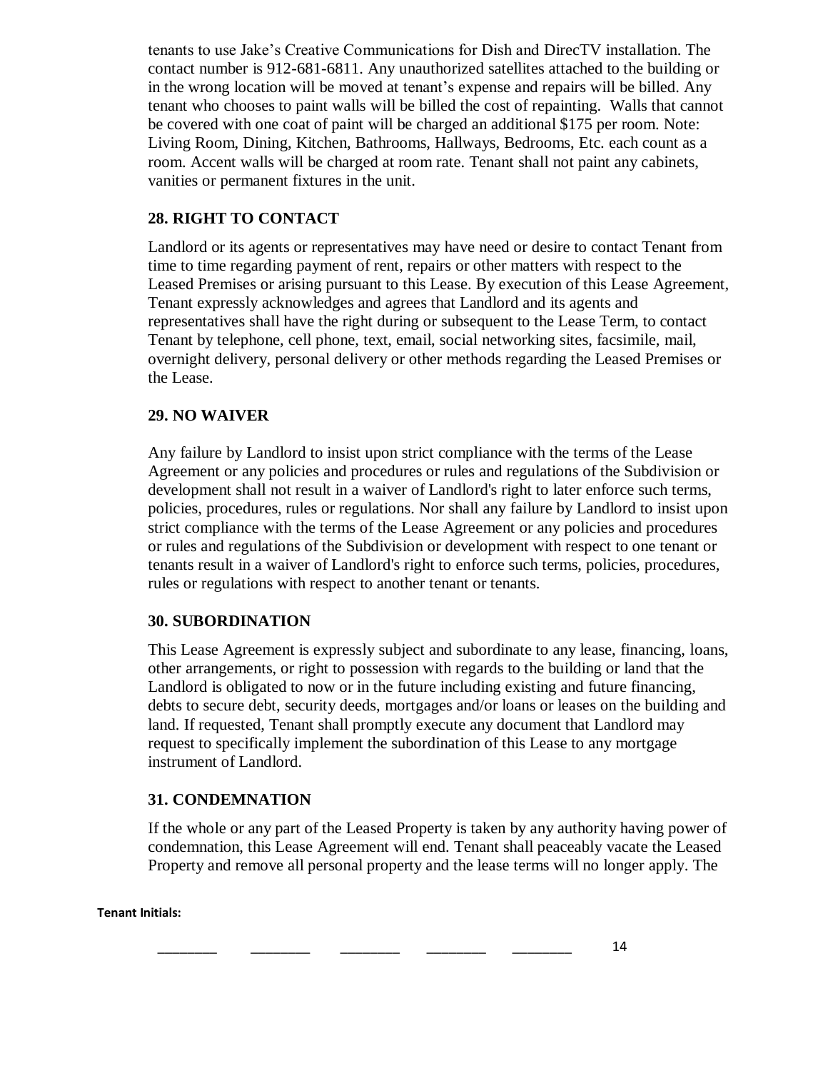tenants to use Jake's Creative Communications for Dish and DirecTV installation. The contact number is 912-681-6811. Any unauthorized satellites attached to the building or in the wrong location will be moved at tenant's expense and repairs will be billed. Any tenant who chooses to paint walls will be billed the cost of repainting. Walls that cannot be covered with one coat of paint will be charged an additional $175 per room. Note: Living Room, Dining, Kitchen, Bathrooms, Hallways, Bedrooms, Etc. each count as a room. Accent walls will be charged at room rate. Tenant shall not paint any cabinets, vanities or permanent fixtures in the unit.

### 28. RIGHT TO CONTACT

Landlord or its agents or representatives may have need or desire to contact Tenant from time to time regarding payment of rent, repairs or other matters with respect to the Leased Premises or arising pursuant to this Lease. By execution of this Lease Agreement, Tenant expressly acknowledges and agrees that Landlord and its agents and representatives shall have the right during or subsequent to the Lease Term, to contact Tenant by telephone, cell phone, text, email, social networking sites, facsimile, mail, overnight delivery, personal delivery or other methods regarding the Leased Premises or the Lease.

### 29. NO WAIVER

Any failure by Landlord to insist upon strict compliance with the terms of the Lease Agreement or any policies and procedures or rules and regulations of the Subdivision or development shall not result in a waiver of Landlord's right to later enforce such terms, policies, procedures, rules or regulations. Nor shall any failure by Landlord to insist upon strict compliance with the terms of the Lease Agreement or any policies and procedures or rules and regulations of the Subdivision or development with respect to one tenant or tenants result in a waiver of Landlord's right to enforce such terms, policies, procedures, rules or regulations with respect to another tenant or tenants.

### 30. SUBORDINATION

This Lease Agreement is expressly subject and subordinate to any lease, financing, loans, other arrangements, or right to possession with regards to the building or land that the Landlord is obligated to now or in the future including existing and future financing, debts to secure debt, security deeds, mortgages and/or loans or leases on the building and land. If requested, Tenant shall promptly execute any document that Landlord may request to specifically implement the subordination of this Lease to any mortgage instrument of Landlord.

### 31. CONDEMNATION

If the whole or any part of the Leased Property is taken by any authority having power of condemnation, this Lease Agreement will end. Tenant shall peaceably vacate the Leased Property and remove all personal property and the lease terms will no longer apply. The

**Tenant Initials:**

________ ________ ________ ________ ________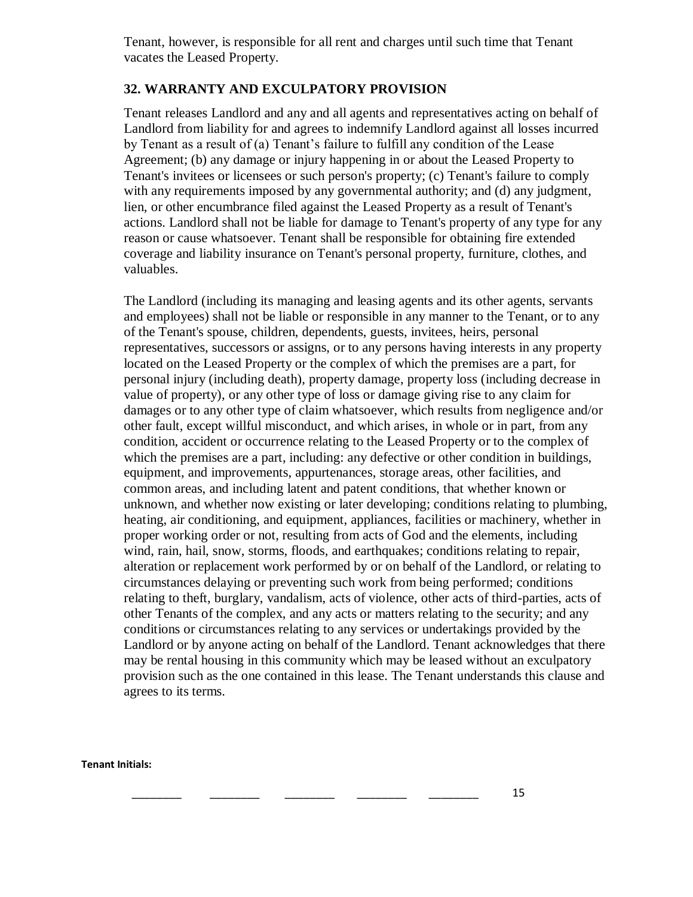Tenant, however, is responsible for all rent and charges until such time that Tenant vacates the Leased Property.

## 32. WARRANTY AND EXCULPATORY PROVISION

Tenant releases Landlord and any and all agents and representatives acting on behalf of Landlord from liability for and agrees to indemnify Landlord against all losses incurred by Tenant as a result of (a) Tenant's failure to fulfill any condition of the Lease Agreement; (b) any damage or injury happening in or about the Leased Property to Tenant's invitees or licensees or such person's property; (c) Tenant's failure to comply with any requirements imposed by any governmental authority; and (d) any judgment, lien, or other encumbrance filed against the Leased Property as a result of Tenant's actions. Landlord shall not be liable for damage to Tenant's property of any type for any reason or cause whatsoever. Tenant shall be responsible for obtaining fire extended coverage and liability insurance on Tenant's personal property, furniture, clothes, and valuables.

The Landlord (including its managing and leasing agents and its other agents, servants and employees) shall not be liable or responsible in any manner to the Tenant, or to any of the Tenant's spouse, children, dependents, guests, invitees, heirs, personal representatives, successors or assigns, or to any persons having interests in any property located on the Leased Property or the complex of which the premises are a part, for personal injury (including death), property damage, property loss (including decrease in value of property), or any other type of loss or damage giving rise to any claim for damages or to any other type of claim whatsoever, which results from negligence and/or other fault, except willful misconduct, and which arises, in whole or in part, from any condition, accident or occurrence relating to the Leased Property or to the complex of which the premises are a part, including: any defective or other condition in buildings, equipment, and improvements, appurtenances, storage areas, other facilities, and common areas, and including latent and patent conditions, that whether known or unknown, and whether now existing or later developing; conditions relating to plumbing, heating, air conditioning, and equipment, appliances, facilities or machinery, whether in proper working order or not, resulting from acts of God and the elements, including wind, rain, hail, snow, storms, floods, and earthquakes; conditions relating to repair, alteration or replacement work performed by or on behalf of the Landlord, or relating to circumstances delaying or preventing such work from being performed; conditions relating to theft, burglary, vandalism, acts of violence, other acts of third-parties, acts of other Tenants of the complex, and any acts or matters relating to the security; and any conditions or circumstances relating to any services or undertakings provided by the Landlord or by anyone acting on behalf of the Landlord. Tenant acknowledges that there may be rental housing in this community which may be leased without an exculpatory provision such as the one contained in this lease. The Tenant understands this clause and agrees to its terms.

**Tenant Initials:**

________ ________ ________ ________ ________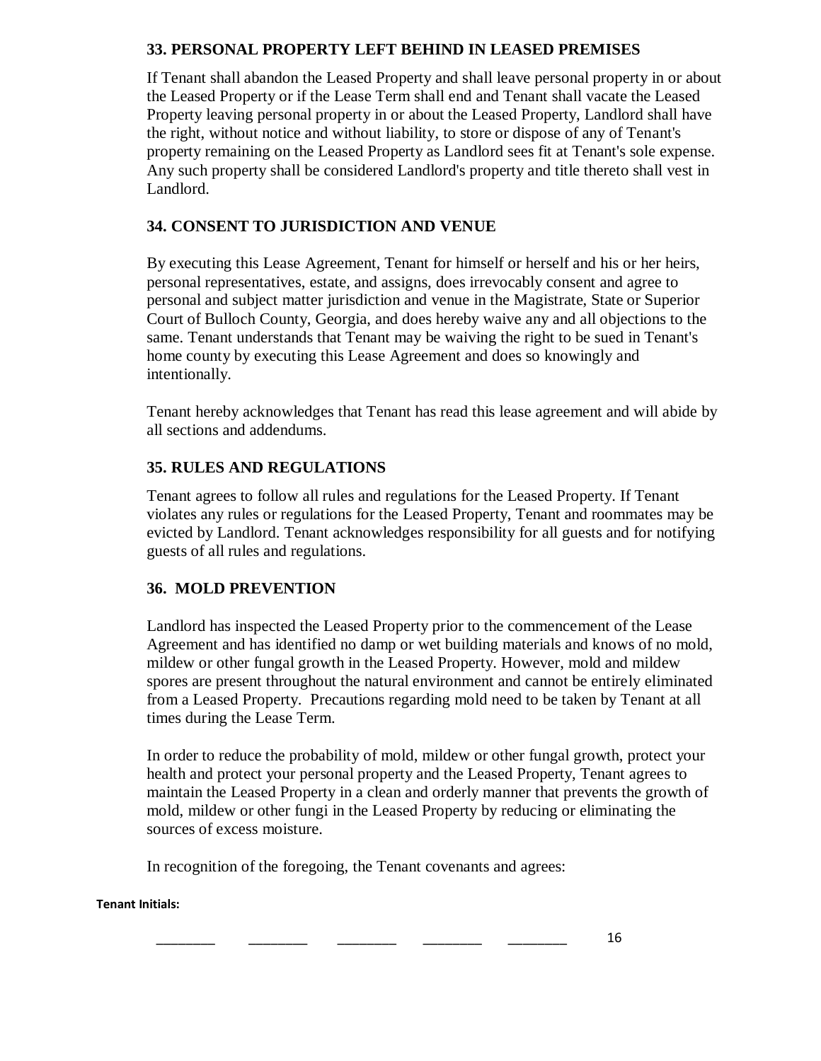## 33. PERSONAL PROPERTY LEFT BEHIND IN LEASED PREMISES

If Tenant shall abandon the Leased Property and shall leave personal property in or about the Leased Property or if the Lease Term shall end and Tenant shall vacate the Leased Property leaving personal property in or about the Leased Property, Landlord shall have the right, without notice and without liability, to store or dispose of any of Tenant's property remaining on the Leased Property as Landlord sees fit at Tenant's sole expense. Any such property shall be considered Landlord's property and title thereto shall vest in Landlord.

## 34. CONSENT TO JURISDICTION AND VENUE

By executing this Lease Agreement, Tenant for himself or herself and his or her heirs, personal representatives, estate, and assigns, does irrevocably consent and agree to personal and subject matter jurisdiction and venue in the Magistrate, State or Superior Court of Bulloch County, Georgia, and does hereby waive any and all objections to the same. Tenant understands that Tenant may be waiving the right to be sued in Tenant's home county by executing this Lease Agreement and does so knowingly and intentionally.

Tenant hereby acknowledges that Tenant has read this lease agreement and will abide by all sections and addendums.

## 35. RULES AND REGULATIONS

Tenant agrees to follow all rules and regulations for the Leased Property. If Tenant violates any rules or regulations for the Leased Property, Tenant and roommates may be evicted by Landlord. Tenant acknowledges responsibility for all guests and for notifying guests of all rules and regulations.

## 36. MOLD PREVENTION

Landlord has inspected the Leased Property prior to the commencement of the Lease Agreement and has identified no damp or wet building materials and knows of no mold, mildew or other fungal growth in the Leased Property. However, mold and mildew spores are present throughout the natural environment and cannot be entirely eliminated from a Leased Property. Precautions regarding mold need to be taken by Tenant at all times during the Lease Term.

In order to reduce the probability of mold, mildew or other fungal growth, protect your health and protect your personal property and the Leased Property, Tenant agrees to maintain the Leased Property in a clean and orderly manner that prevents the growth of mold, mildew or other fungi in the Leased Property by reducing or eliminating the sources of excess moisture.

In recognition of the foregoing, the Tenant covenants and agrees:

**Tenant Initials:**

________ ________ ________ ________ ________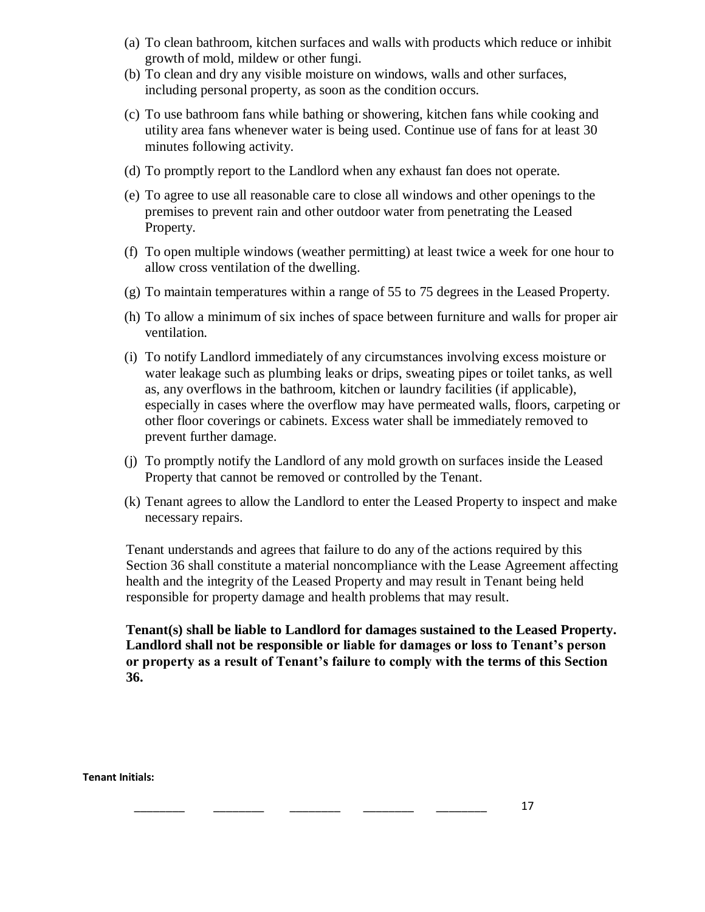(a) To clean bathroom, kitchen surfaces and walls with products which reduce or inhibit growth of mold, mildew or other fungi.

(b) To clean and dry any visible moisture on windows, walls and other surfaces, including personal property, as soon as the condition occurs.

(c) To use bathroom fans while bathing or showering, kitchen fans while cooking and utility area fans whenever water is being used. Continue use of fans for at least 30 minutes following activity.

(d) To promptly report to the Landlord when any exhaust fan does not operate.

(e) To agree to use all reasonable care to close all windows and other openings to the premises to prevent rain and other outdoor water from penetrating the Leased Property.

(f) To open multiple windows (weather permitting) at least twice a week for one hour to allow cross ventilation of the dwelling.

(g) To maintain temperatures within a range of 55 to 75 degrees in the Leased Property.

(h) To allow a minimum of six inches of space between furniture and walls for proper air ventilation.

(i) To notify Landlord immediately of any circumstances involving excess moisture or water leakage such as plumbing leaks or drips, sweating pipes or toilet tanks, as well as, any overflows in the bathroom, kitchen or laundry facilities (if applicable), especially in cases where the overflow may have permeated walls, floors, carpeting or other floor coverings or cabinets. Excess water shall be immediately removed to prevent further damage.

(j) To promptly notify the Landlord of any mold growth on surfaces inside the Leased Property that cannot be removed or controlled by the Tenant.

(k) Tenant agrees to allow the Landlord to enter the Leased Property to inspect and make necessary repairs.

Tenant understands and agrees that failure to do any of the actions required by this Section 36 shall constitute a material noncompliance with the Lease Agreement affecting health and the integrity of the Leased Property and may result in Tenant being held responsible for property damage and health problems that may result.

**Tenant(s) shall be liable to Landlord for damages sustained to the Leased Property. Landlord shall not be responsible or liable for damages or loss to Tenant's person or property as a result of Tenant's failure to comply with the terms of this Section 36.**

**Tenant Initials:**

________ ________ ________ ________ ________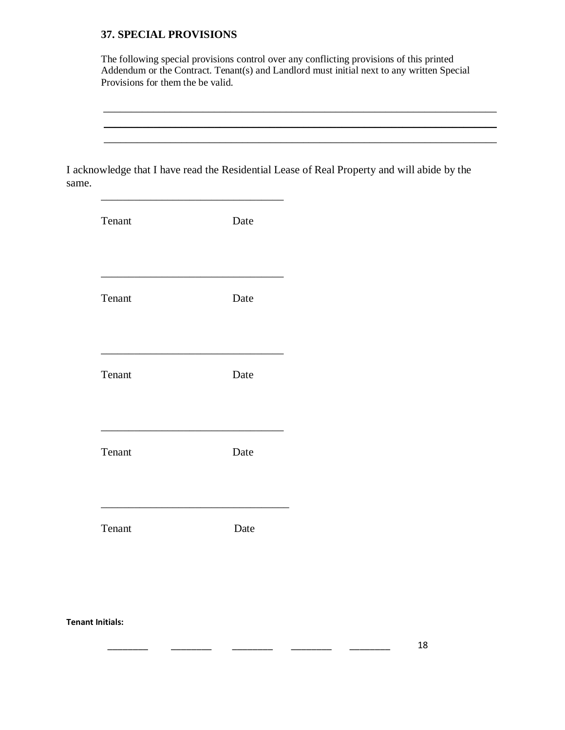### 37. SPECIAL PROVISIONS

The following special provisions control over any conflicting provisions of this printed Addendum or the Contract. Tenant(s) and Landlord must initial next to any written Special Provisions for them the be valid.

\_\_\_\_\_\_\_\_\_\_\_\_\_\_\_\_\_\_\_\_\_\_\_\_\_\_\_\_\_\_\_\_\_\_\_\_\_\_\_\_\_\_\_\_\_\_\_\_\_\_\_\_\_\_\_\_\_\_\_\_\_\_\_\_\_\_\_\_\_\_\_\_\_\_

\_\_\_\_\_\_\_\_\_\_\_\_\_\_\_\_\_\_\_\_\_\_\_\_\_\_\_\_\_\_\_\_\_\_\_\_\_\_\_\_\_\_\_\_\_\_\_\_\_\_\_\_\_\_\_\_\_\_\_\_\_\_\_\_\_\_\_\_\_\_\_\_\_\_

\_\_\_\_\_\_\_\_\_\_\_\_\_\_\_\_\_\_\_\_\_\_\_\_\_\_\_\_\_\_\_\_\_\_\_\_\_\_\_\_\_\_\_\_\_\_\_\_\_\_\_\_\_\_\_\_\_\_\_\_\_\_\_\_\_\_\_\_\_\_\_\_\_\_

I acknowledge that I have read the Residential Lease of Real Property and will abide by the same.

\_\_\_\_\_\_\_\_\_\_\_\_\_\_\_\_\_\_\_\_\_\_\_\_\_\_\_\_\_\_\_\_\_\_

Tenant Date

\_\_\_\_\_\_\_\_\_\_\_\_\_\_\_\_\_\_\_\_\_\_\_\_\_\_\_\_\_\_\_\_\_\_

Tenant Date

\_\_\_\_\_\_\_\_\_\_\_\_\_\_\_\_\_\_\_\_\_\_\_\_\_\_\_\_\_\_\_\_\_\_

Tenant Date

\_\_\_\_\_\_\_\_\_\_\_\_\_\_\_\_\_\_\_\_\_\_\_\_\_\_\_\_\_\_\_\_\_\_

Tenant Date

\_\_\_\_\_\_\_\_\_\_\_\_\_\_\_\_\_\_\_\_\_\_\_\_\_\_\_\_\_\_\_\_\_\_

Tenant Date

**Tenant Initials:**

\_\_\_\_\_\_\_\_ \_\_\_\_\_\_\_\_ \_\_\_\_\_\_\_\_ \_\_\_\_\_\_\_\_ \_\_\_\_\_\_\_\_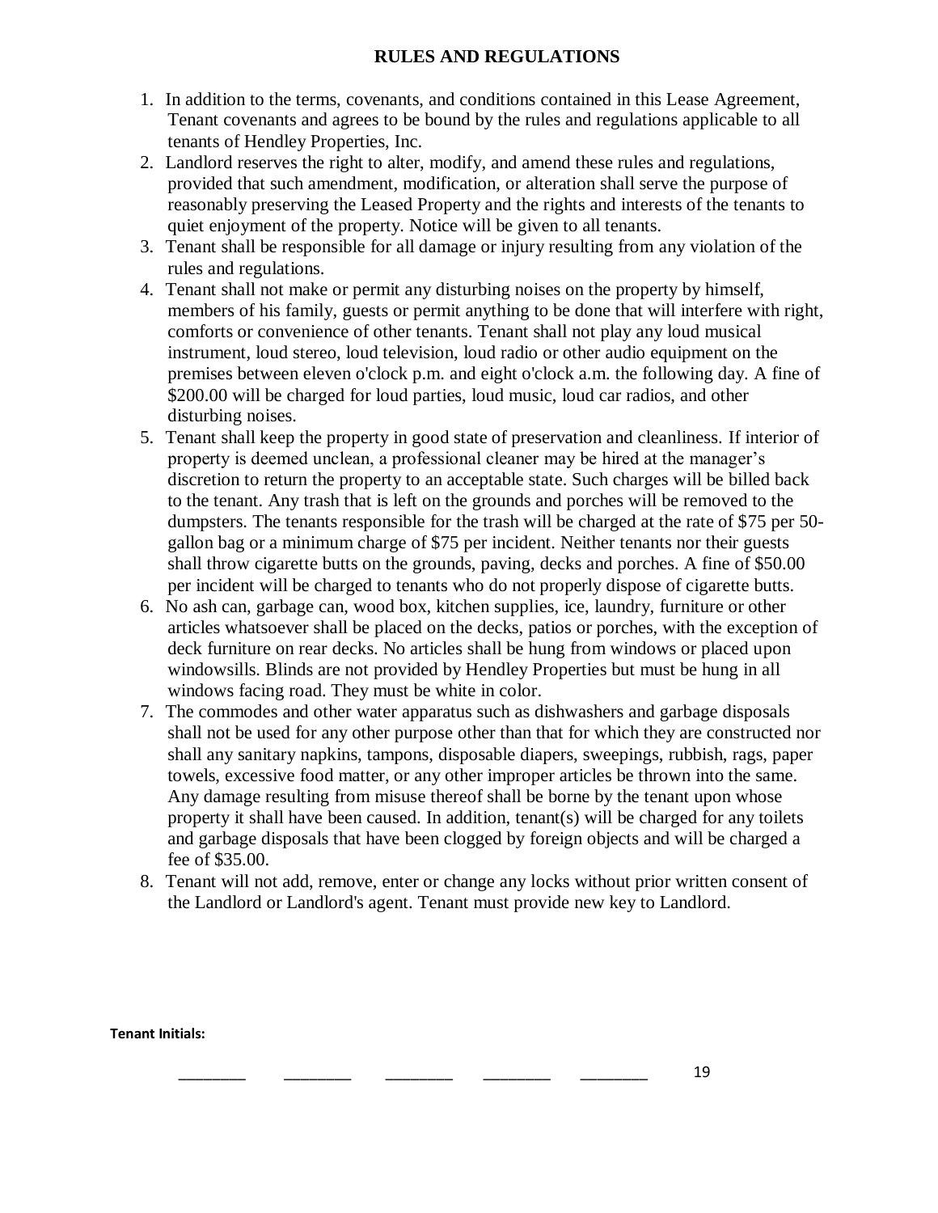## RULES AND REGULATIONS

1. In addition to the terms, covenants, and conditions contained in this Lease Agreement, Tenant covenants and agrees to be bound by the rules and regulations applicable to all tenants of Hendley Properties, Inc.
2. Landlord reserves the right to alter, modify, and amend these rules and regulations, provided that such amendment, modification, or alteration shall serve the purpose of reasonably preserving the Leased Property and the rights and interests of the tenants to quiet enjoyment of the property. Notice will be given to all tenants.
3. Tenant shall be responsible for all damage or injury resulting from any violation of the rules and regulations.
4. Tenant shall not make or permit any disturbing noises on the property by himself, members of his family, guests or permit anything to be done that will interfere with right, comforts or convenience of other tenants. Tenant shall not play any loud musical instrument, loud stereo, loud television, loud radio or other audio equipment on the premises between eleven o'clock p.m. and eight o'clock a.m. the following day. A fine of $200.00 will be charged for loud parties, loud music, loud car radios, and other disturbing noises.
5. Tenant shall keep the property in good state of preservation and cleanliness. If interior of property is deemed unclean, a professional cleaner may be hired at the manager's discretion to return the property to an acceptable state. Such charges will be billed back to the tenant. Any trash that is left on the grounds and porches will be removed to the dumpsters. The tenants responsible for the trash will be charged at the rate of $75 per 50-gallon bag or a minimum charge of $75 per incident. Neither tenants nor their guests shall throw cigarette butts on the grounds, paving, decks and porches. A fine of $50.00 per incident will be charged to tenants who do not properly dispose of cigarette butts.
6. No ash can, garbage can, wood box, kitchen supplies, ice, laundry, furniture or other articles whatsoever shall be placed on the decks, patios or porches, with the exception of deck furniture on rear decks. No articles shall be hung from windows or placed upon windowsills. Blinds are not provided by Hendley Properties but must be hung in all windows facing road. They must be white in color.
7. The commodes and other water apparatus such as dishwashers and garbage disposals shall not be used for any other purpose other than that for which they are constructed nor shall any sanitary napkins, tampons, disposable diapers, sweepings, rubbish, rags, paper towels, excessive food matter, or any other improper articles be thrown into the same. Any damage resulting from misuse thereof shall be borne by the tenant upon whose property it shall have been caused. In addition, tenant(s) will be charged for any toilets and garbage disposals that have been clogged by foreign objects and will be charged a fee of $35.00.
8. Tenant will not add, remove, enter or change any locks without prior written consent of the Landlord or Landlord's agent. Tenant must provide new key to Landlord.

**Tenant Initials:**

________ ________ ________ ________ ________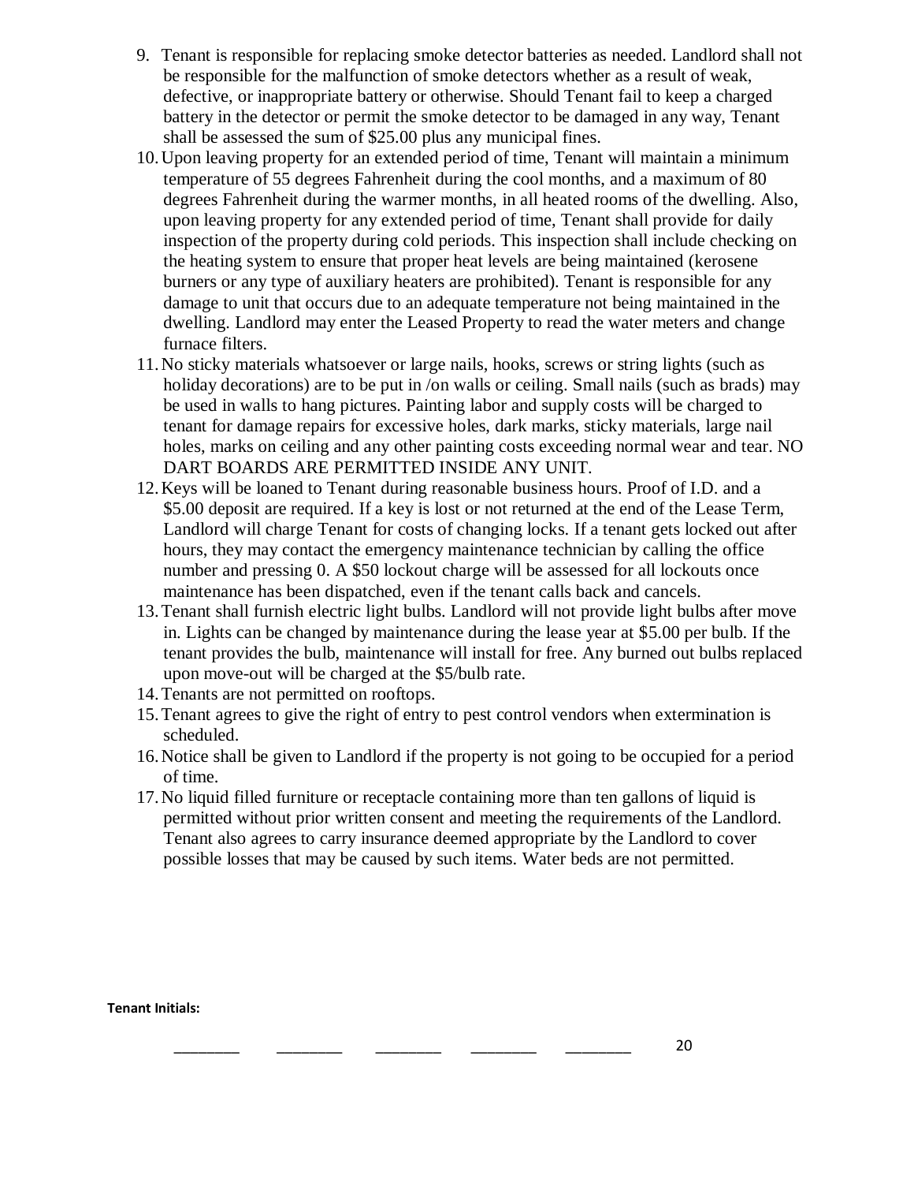9. Tenant is responsible for replacing smoke detector batteries as needed. Landlord shall not be responsible for the malfunction of smoke detectors whether as a result of weak, defective, or inappropriate battery or otherwise. Should Tenant fail to keep a charged battery in the detector or permit the smoke detector to be damaged in any way, Tenant shall be assessed the sum of $25.00 plus any municipal fines.
10. Upon leaving property for an extended period of time, Tenant will maintain a minimum temperature of 55 degrees Fahrenheit during the cool months, and a maximum of 80 degrees Fahrenheit during the warmer months, in all heated rooms of the dwelling. Also, upon leaving property for any extended period of time, Tenant shall provide for daily inspection of the property during cold periods. This inspection shall include checking on the heating system to ensure that proper heat levels are being maintained (kerosene burners or any type of auxiliary heaters are prohibited). Tenant is responsible for any damage to unit that occurs due to an adequate temperature not being maintained in the dwelling. Landlord may enter the Leased Property to read the water meters and change furnace filters.
11. No sticky materials whatsoever or large nails, hooks, screws or string lights (such as holiday decorations) are to be put in /on walls or ceiling. Small nails (such as brads) may be used in walls to hang pictures. Painting labor and supply costs will be charged to tenant for damage repairs for excessive holes, dark marks, sticky materials, large nail holes, marks on ceiling and any other painting costs exceeding normal wear and tear. NO DART BOARDS ARE PERMITTED INSIDE ANY UNIT.
12. Keys will be loaned to Tenant during reasonable business hours. Proof of I.D. and a $5.00 deposit are required. If a key is lost or not returned at the end of the Lease Term, Landlord will charge Tenant for costs of changing locks. If a tenant gets locked out after hours, they may contact the emergency maintenance technician by calling the office number and pressing 0. A $50 lockout charge will be assessed for all lockouts once maintenance has been dispatched, even if the tenant calls back and cancels.
13. Tenant shall furnish electric light bulbs. Landlord will not provide light bulbs after move in. Lights can be changed by maintenance during the lease year at $5.00 per bulb. If the tenant provides the bulb, maintenance will install for free. Any burned out bulbs replaced upon move-out will be charged at the $5/bulb rate.
14. Tenants are not permitted on rooftops.
15. Tenant agrees to give the right of entry to pest control vendors when extermination is scheduled.
16. Notice shall be given to Landlord if the property is not going to be occupied for a period of time.
17. No liquid filled furniture or receptacle containing more than ten gallons of liquid is permitted without prior written consent and meeting the requirements of the Landlord. Tenant also agrees to carry insurance deemed appropriate by the Landlord to cover possible losses that may be caused by such items. Water beds are not permitted.

**Tenant Initials:**

________ ________ ________ ________ ________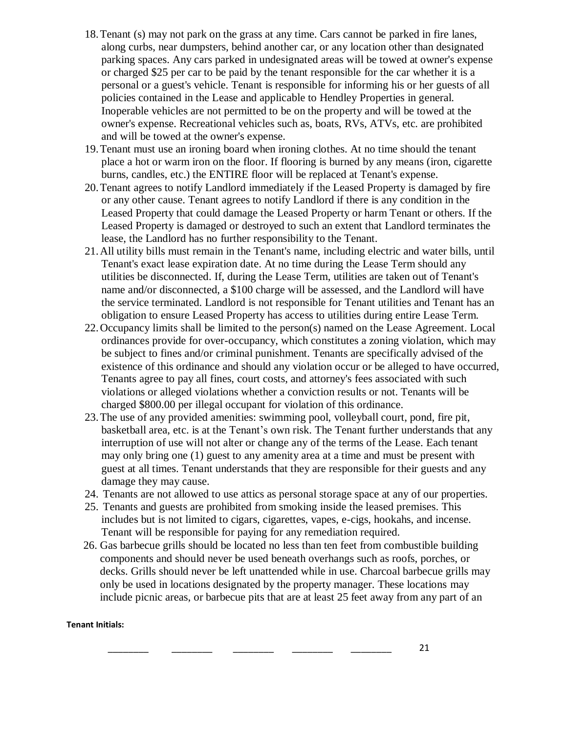18. Tenant (s) may not park on the grass at any time. Cars cannot be parked in fire lanes, along curbs, near dumpsters, behind another car, or any location other than designated parking spaces. Any cars parked in undesignated areas will be towed at owner's expense or charged $25 per car to be paid by the tenant responsible for the car whether it is a personal or a guest's vehicle. Tenant is responsible for informing his or her guests of all policies contained in the Lease and applicable to Hendley Properties in general. Inoperable vehicles are not permitted to be on the property and will be towed at the owner's expense. Recreational vehicles such as, boats, RVs, ATVs, etc. are prohibited and will be towed at the owner's expense.
19. Tenant must use an ironing board when ironing clothes. At no time should the tenant place a hot or warm iron on the floor. If flooring is burned by any means (iron, cigarette burns, candles, etc.) the ENTIRE floor will be replaced at Tenant's expense.
20. Tenant agrees to notify Landlord immediately if the Leased Property is damaged by fire or any other cause. Tenant agrees to notify Landlord if there is any condition in the Leased Property that could damage the Leased Property or harm Tenant or others. If the Leased Property is damaged or destroyed to such an extent that Landlord terminates the lease, the Landlord has no further responsibility to the Tenant.
21. All utility bills must remain in the Tenant's name, including electric and water bills, until Tenant's exact lease expiration date. At no time during the Lease Term should any utilities be disconnected. If, during the Lease Term, utilities are taken out of Tenant's name and/or disconnected, a $100 charge will be assessed, and the Landlord will have the service terminated. Landlord is not responsible for Tenant utilities and Tenant has an obligation to ensure Leased Property has access to utilities during entire Lease Term.
22. Occupancy limits shall be limited to the person(s) named on the Lease Agreement. Local ordinances provide for over-occupancy, which constitutes a zoning violation, which may be subject to fines and/or criminal punishment. Tenants are specifically advised of the existence of this ordinance and should any violation occur or be alleged to have occurred, Tenants agree to pay all fines, court costs, and attorney's fees associated with such violations or alleged violations whether a conviction results or not. Tenants will be charged $800.00 per illegal occupant for violation of this ordinance.
23. The use of any provided amenities: swimming pool, volleyball court, pond, fire pit, basketball area, etc. is at the Tenant's own risk. The Tenant further understands that any interruption of use will not alter or change any of the terms of the Lease. Each tenant may only bring one (1) guest to any amenity area at a time and must be present with guest at all times. Tenant understands that they are responsible for their guests and any damage they may cause.
24. Tenants are not allowed to use attics as personal storage space at any of our properties.
25. Tenants and guests are prohibited from smoking inside the leased premises. This includes but is not limited to cigars, cigarettes, vapes, e-cigs, hookahs, and incense. Tenant will be responsible for paying for any remediation required.
26. Gas barbecue grills should be located no less than ten feet from combustible building components and should never be used beneath overhangs such as roofs, porches, or decks. Grills should never be left unattended while in use. Charcoal barbecue grills may only be used in locations designated by the property manager. These locations may include picnic areas, or barbecue pits that are at least 25 feet away from any part of an

**Tenant Initials:**

________ ________ ________ ________ ________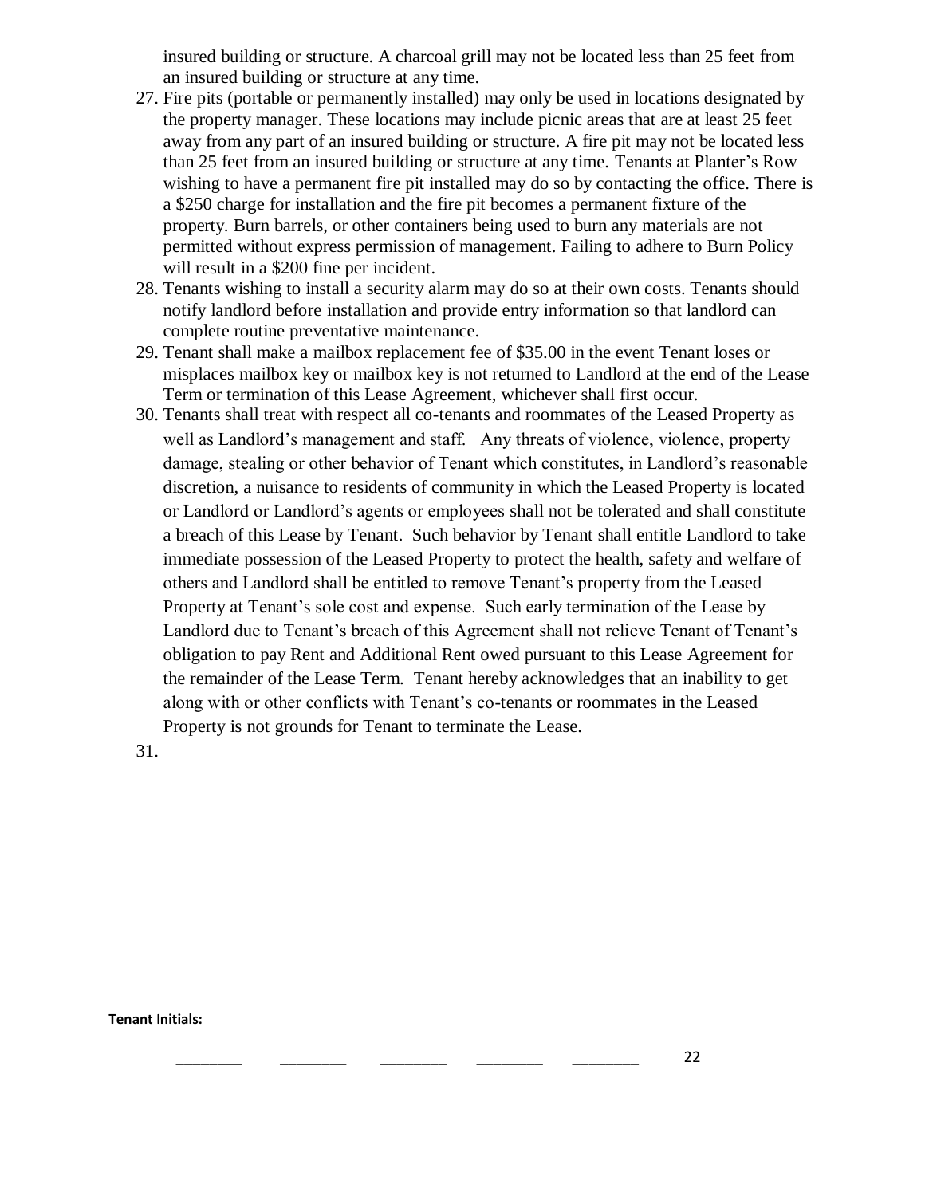insured building or structure. A charcoal grill may not be located less than 25 feet from an insured building or structure at any time.

27. Fire pits (portable or permanently installed) may only be used in locations designated by the property manager. These locations may include picnic areas that are at least 25 feet away from any part of an insured building or structure. A fire pit may not be located less than 25 feet from an insured building or structure at any time. Tenants at Planter's Row wishing to have a permanent fire pit installed may do so by contacting the office. There is a $250 charge for installation and the fire pit becomes a permanent fixture of the property. Burn barrels, or other containers being used to burn any materials are not permitted without express permission of management. Failing to adhere to Burn Policy will result in a $200 fine per incident.
28. Tenants wishing to install a security alarm may do so at their own costs. Tenants should notify landlord before installation and provide entry information so that landlord can complete routine preventative maintenance.
29. Tenant shall make a mailbox replacement fee of $35.00 in the event Tenant loses or misplaces mailbox key or mailbox key is not returned to Landlord at the end of the Lease Term or termination of this Lease Agreement, whichever shall first occur.
30. Tenants shall treat with respect all co-tenants and roommates of the Leased Property as well as Landlord's management and staff. Any threats of violence, violence, property damage, stealing or other behavior of Tenant which constitutes, in Landlord's reasonable discretion, a nuisance to residents of community in which the Leased Property is located or Landlord or Landlord's agents or employees shall not be tolerated and shall constitute a breach of this Lease by Tenant. Such behavior by Tenant shall entitle Landlord to take immediate possession of the Leased Property to protect the health, safety and welfare of others and Landlord shall be entitled to remove Tenant's property from the Leased Property at Tenant's sole cost and expense. Such early termination of the Lease by Landlord due to Tenant's breach of this Agreement shall not relieve Tenant of Tenant's obligation to pay Rent and Additional Rent owed pursuant to this Lease Agreement for the remainder of the Lease Term. Tenant hereby acknowledges that an inability to get along with or other conflicts with Tenant's co-tenants or roommates in the Leased Property is not grounds for Tenant to terminate the Lease.
31.

**Tenant Initials:**

________ ________ ________ ________ ________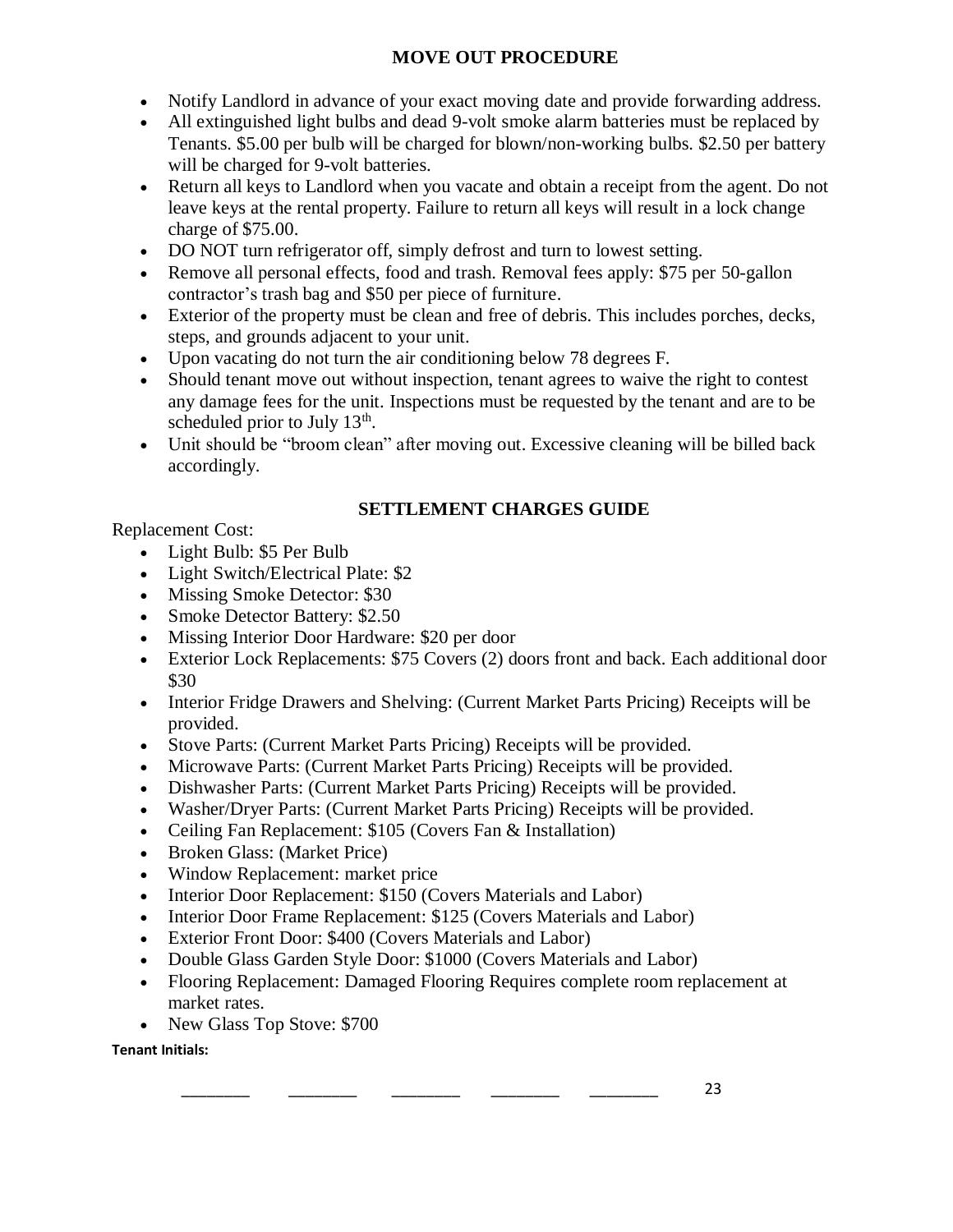## MOVE OUT PROCEDURE

- Notify Landlord in advance of your exact moving date and provide forwarding address.
- All extinguished light bulbs and dead 9-volt smoke alarm batteries must be replaced by Tenants. $5.00 per bulb will be charged for blown/non-working bulbs. $2.50 per battery will be charged for 9-volt batteries.
- Return all keys to Landlord when you vacate and obtain a receipt from the agent. Do not leave keys at the rental property. Failure to return all keys will result in a lock change charge of $75.00.
- DO NOT turn refrigerator off, simply defrost and turn to lowest setting.
- Remove all personal effects, food and trash. Removal fees apply: $75 per 50-gallon contractor's trash bag and $50 per piece of furniture.
- Exterior of the property must be clean and free of debris. This includes porches, decks, steps, and grounds adjacent to your unit.
- Upon vacating do not turn the air conditioning below 78 degrees F.
- Should tenant move out without inspection, tenant agrees to waive the right to contest any damage fees for the unit. Inspections must be requested by the tenant and are to be scheduled prior to July 13th.
- Unit should be "broom clean" after moving out. Excessive cleaning will be billed back accordingly.

## SETTLEMENT CHARGES GUIDE

Replacement Cost:

- Light Bulb: $5 Per Bulb
- Light Switch/Electrical Plate: $2
- Missing Smoke Detector: $30
- Smoke Detector Battery: $2.50
- Missing Interior Door Hardware: $20 per door
- Exterior Lock Replacements: $75 Covers (2) doors front and back. Each additional door $30
- Interior Fridge Drawers and Shelving: (Current Market Parts Pricing) Receipts will be provided.
- Stove Parts: (Current Market Parts Pricing) Receipts will be provided.
- Microwave Parts: (Current Market Parts Pricing) Receipts will be provided.
- Dishwasher Parts: (Current Market Parts Pricing) Receipts will be provided.
- Washer/Dryer Parts: (Current Market Parts Pricing) Receipts will be provided.
- Ceiling Fan Replacement: $105 (Covers Fan & Installation)
- Broken Glass: (Market Price)
- Window Replacement: market price
- Interior Door Replacement: $150 (Covers Materials and Labor)
- Interior Door Frame Replacement: $125 (Covers Materials and Labor)
- Exterior Front Door: $400 (Covers Materials and Labor)
- Double Glass Garden Style Door: $1000 (Covers Materials and Labor)
- Flooring Replacement: Damaged Flooring Requires complete room replacement at market rates.
- New Glass Top Stove: $700

**Tenant Initials:**

________ ________ ________ ________ ________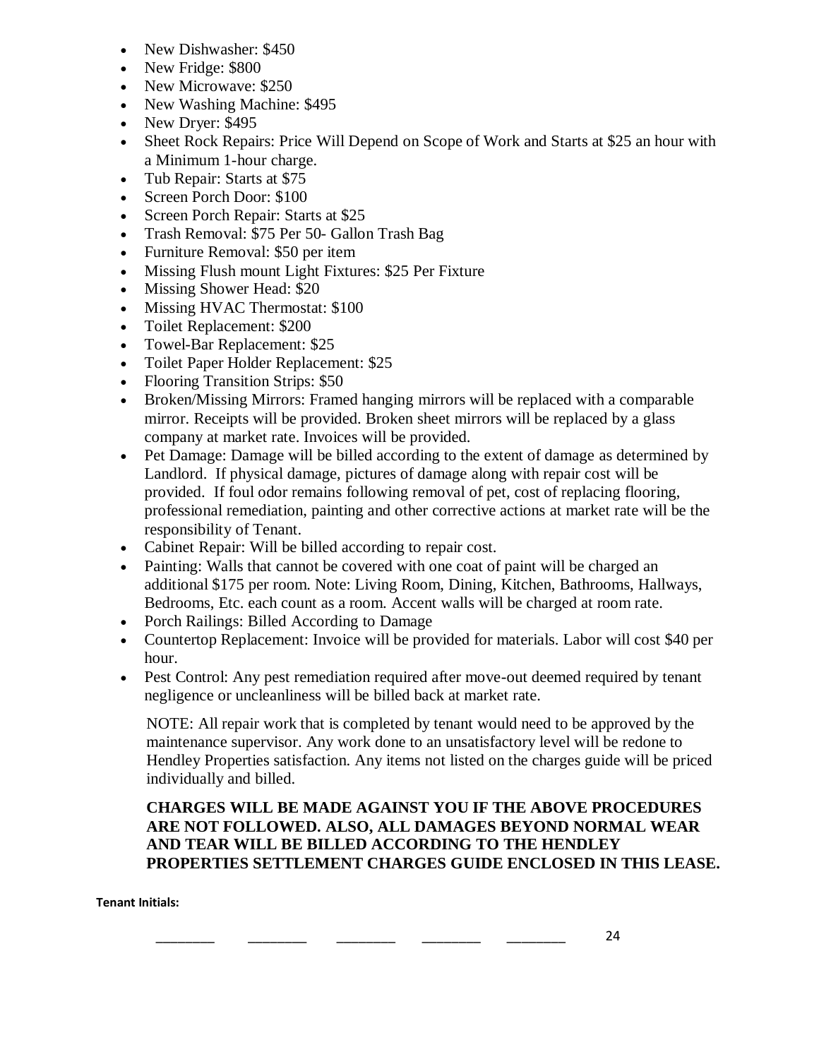- New Dishwasher: $450
- New Fridge: $800
- New Microwave: $250
- New Washing Machine: $495
- New Dryer: $495
- Sheet Rock Repairs: Price Will Depend on Scope of Work and Starts at $25 an hour with a Minimum 1-hour charge.
- Tub Repair: Starts at $75
- Screen Porch Door: $100
- Screen Porch Repair: Starts at $25
- Trash Removal: $75 Per 50- Gallon Trash Bag
- Furniture Removal: $50 per item
- Missing Flush mount Light Fixtures: $25 Per Fixture
- Missing Shower Head: $20
- Missing HVAC Thermostat: $100
- Toilet Replacement: $200
- Towel-Bar Replacement: $25
- Toilet Paper Holder Replacement: $25
- Flooring Transition Strips: $50
- Broken/Missing Mirrors: Framed hanging mirrors will be replaced with a comparable mirror. Receipts will be provided. Broken sheet mirrors will be replaced by a glass company at market rate. Invoices will be provided.
- Pet Damage: Damage will be billed according to the extent of damage as determined by Landlord. If physical damage, pictures of damage along with repair cost will be provided. If foul odor remains following removal of pet, cost of replacing flooring, professional remediation, painting and other corrective actions at market rate will be the responsibility of Tenant.
- Cabinet Repair: Will be billed according to repair cost.
- Painting: Walls that cannot be covered with one coat of paint will be charged an additional $175 per room. Note: Living Room, Dining, Kitchen, Bathrooms, Hallways, Bedrooms, Etc. each count as a room. Accent walls will be charged at room rate.
- Porch Railings: Billed According to Damage
- Countertop Replacement: Invoice will be provided for materials. Labor will cost $40 per hour.
- Pest Control: Any pest remediation required after move-out deemed required by tenant negligence or uncleanliness will be billed back at market rate.

NOTE: All repair work that is completed by tenant would need to be approved by the maintenance supervisor. Any work done to an unsatisfactory level will be redone to Hendley Properties satisfaction. Any items not listed on the charges guide will be priced individually and billed.

**CHARGES WILL BE MADE AGAINST YOU IF THE ABOVE PROCEDURES ARE NOT FOLLOWED. ALSO, ALL DAMAGES BEYOND NORMAL WEAR AND TEAR WILL BE BILLED ACCORDING TO THE HENDLEY PROPERTIES SETTLEMENT CHARGES GUIDE ENCLOSED IN THIS LEASE.**

**Tenant Initials:**

________ ________ ________ ________ ________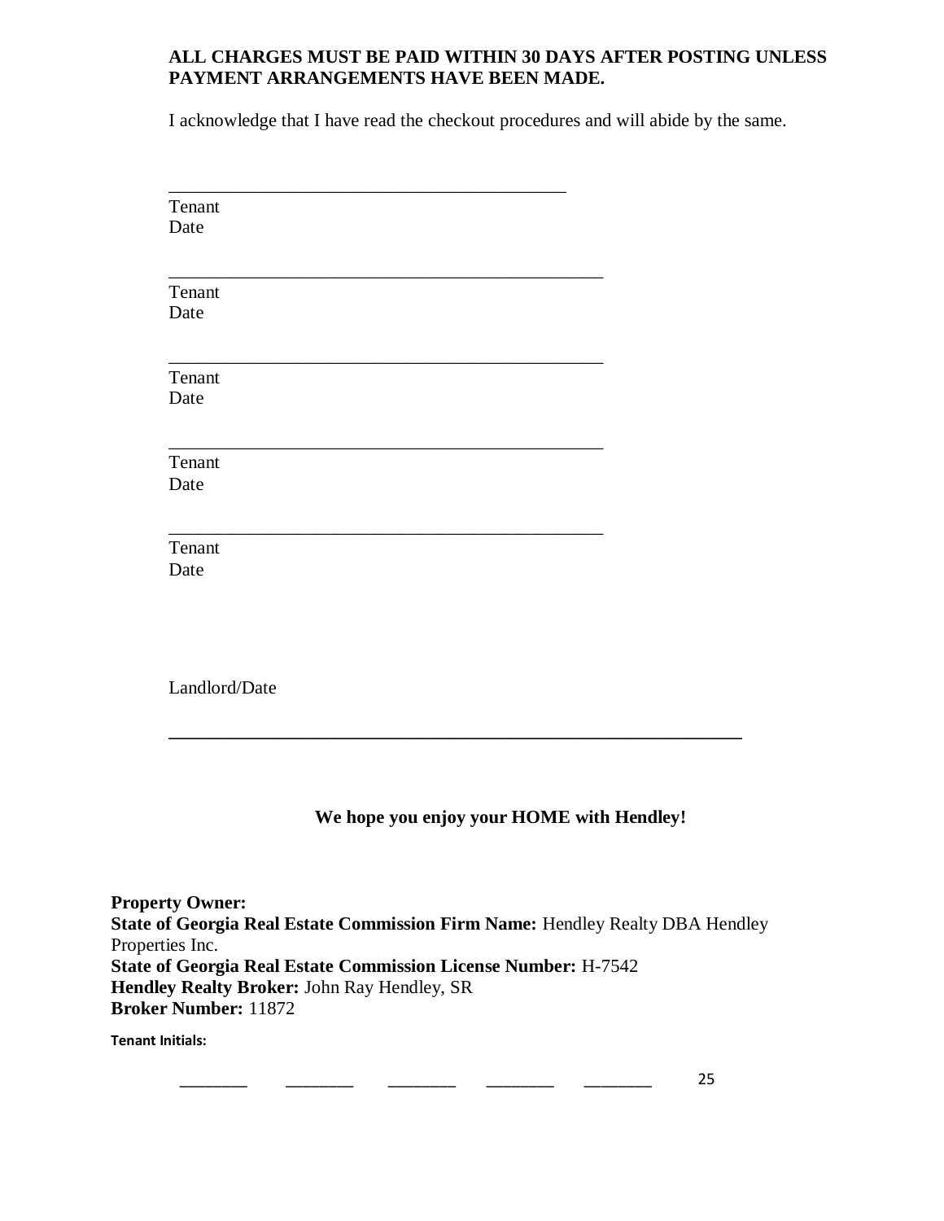**ALL CHARGES MUST BE PAID WITHIN 30 DAYS AFTER POSTING UNLESS PAYMENT ARRANGEMENTS HAVE BEEN MADE.**

I acknowledge that I have read the checkout procedures and will abide by the same.

\_\_\_\_\_\_\_\_\_\_\_\_\_\_\_\_\_\_\_\_\_\_\_\_\_\_\_\_\_\_\_\_\_\_\_\_\_\_\_\_\_\_\_\_\_
Tenant
Date

\_\_\_\_\_\_\_\_\_\_\_\_\_\_\_\_\_\_\_\_\_\_\_\_\_\_\_\_\_\_\_\_\_\_\_\_\_\_\_\_\_\_\_\_\_\_\_\_\_
Tenant
Date

\_\_\_\_\_\_\_\_\_\_\_\_\_\_\_\_\_\_\_\_\_\_\_\_\_\_\_\_\_\_\_\_\_\_\_\_\_\_\_\_\_\_\_\_\_\_\_\_\_
Tenant
Date

\_\_\_\_\_\_\_\_\_\_\_\_\_\_\_\_\_\_\_\_\_\_\_\_\_\_\_\_\_\_\_\_\_\_\_\_\_\_\_\_\_\_\_\_\_\_\_\_\_
Tenant
Date

\_\_\_\_\_\_\_\_\_\_\_\_\_\_\_\_\_\_\_\_\_\_\_\_\_\_\_\_\_\_\_\_\_\_\_\_\_\_\_\_\_\_\_\_\_\_\_\_\_
Tenant
Date

Landlord/Date

\_\_\_\_\_\_\_\_\_\_\_\_\_\_\_\_\_\_\_\_\_\_\_\_\_\_\_\_\_\_\_\_\_\_\_\_\_\_\_\_\_\_\_\_\_\_\_\_\_\_\_\_\_\_\_\_\_\_\_\_\_\_

**We hope you enjoy your HOME with Hendley!**

**Property Owner:**
**State of Georgia Real Estate Commission Firm Name:** Hendley Realty DBA Hendley Properties Inc.
**State of Georgia Real Estate Commission License Number:** H-7542
**Hendley Realty Broker:** John Ray Hendley, SR
**Broker Number:** 11872

**Tenant Initials:**

\_\_\_\_\_\_\_\_ \_\_\_\_\_\_\_\_ \_\_\_\_\_\_\_\_ \_\_\_\_\_\_\_\_ \_\_\_\_\_\_\_\_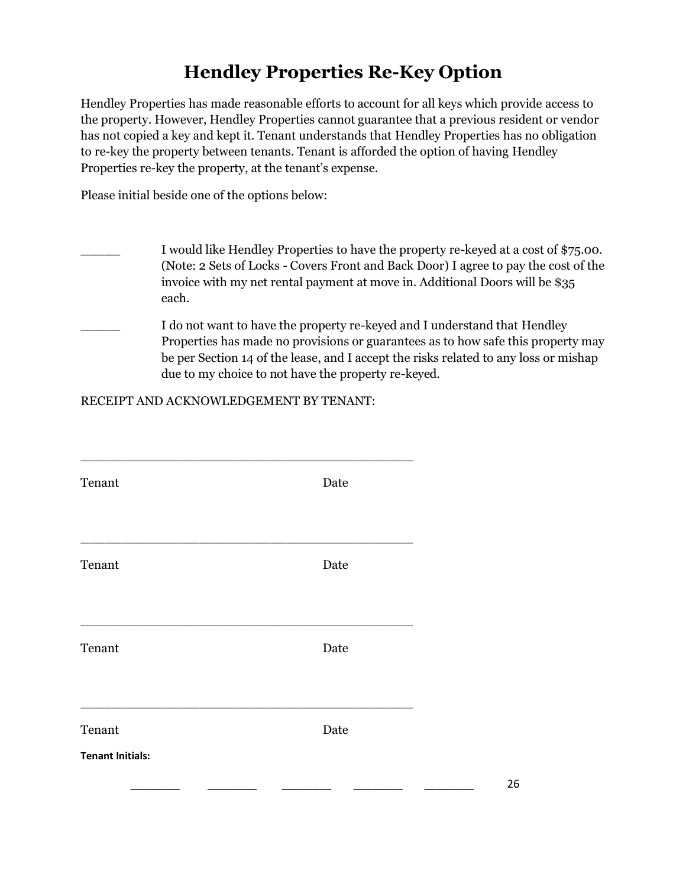# Hendley Properties Re-Key Option

Hendley Properties has made reasonable efforts to account for all keys which provide access to the property. However, Hendley Properties cannot guarantee that a previous resident or vendor has not copied a key and kept it. Tenant understands that Hendley Properties has no obligation to re-key the property between tenants. Tenant is afforded the option of having Hendley Properties re-key the property, at the tenant's expense.

Please initial beside one of the options below:

_____ I would like Hendley Properties to have the property re-keyed at a cost of $75.00. (Note: 2 Sets of Locks - Covers Front and Back Door) I agree to pay the cost of the invoice with my net rental payment at move in. Additional Doors will be $35 each.

_____ I do not want to have the property re-keyed and I understand that Hendley Properties has made no provisions or guarantees as to how safe this property may be per Section 14 of the lease, and I accept the risks related to any loss or mishap due to my choice to not have the property re-keyed.

RECEIPT AND ACKNOWLEDGEMENT BY TENANT:

_____________________________________________

Tenant Date

_____________________________________________

Tenant Date

_____________________________________________

Tenant Date

_____________________________________________

Tenant Date

**Tenant Initials:**

_______ _______ _______ _______ _______